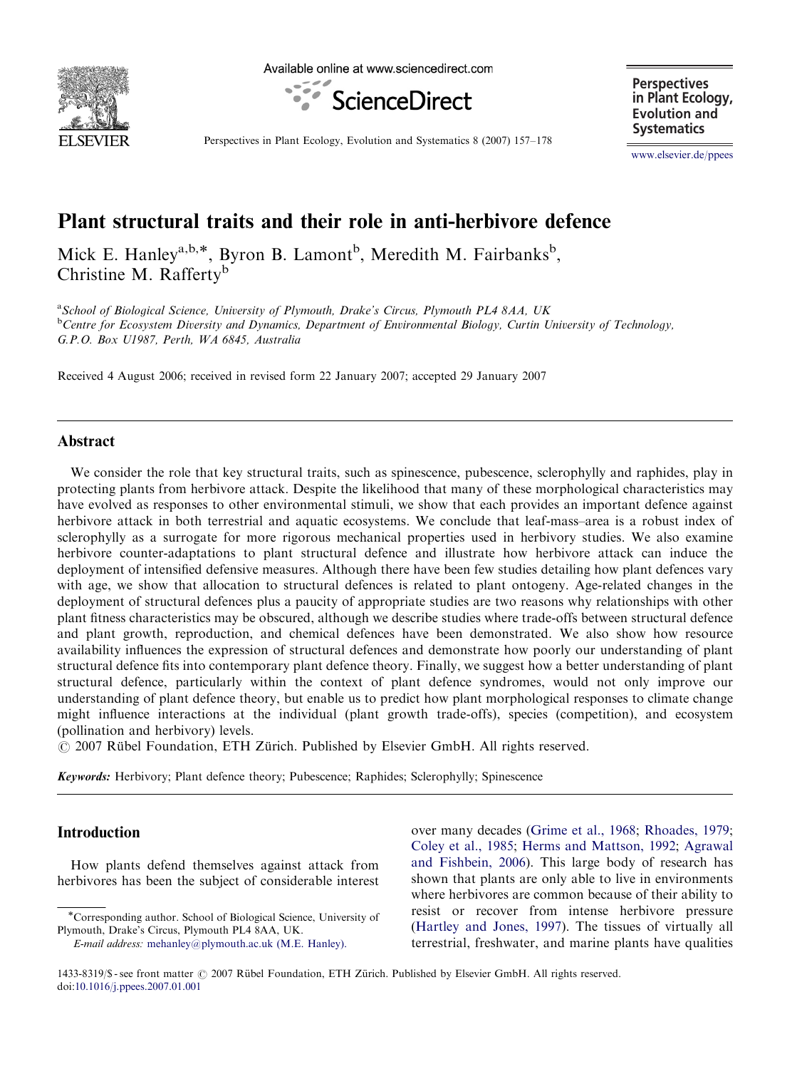# Plant structural traits and their role in anti-herbivore defence

Mick E. Hanley[a,b,*], Byron B. Lamont[b], Meredith M. Fairbanks[b], Christine M. Rafferty[b]

[a]School of Biological Science, University of Plymouth, Drake's Circus, Plymouth PL4 8AA, UK
[b]Centre for Ecosystem Diversity and Dynamics, Department of Environmental Biology, Curtin University of Technology, G.P.O. Box U1987, Perth, WA 6845, Australia

Received 4 August 2006; received in revised form 22 January 2007; accepted 29 January 2007

## Abstract

We consider the role that key structural traits, such as spinescence, pubescence, sclerophylly and raphides, play in protecting plants from herbivore attack. Despite the likelihood that many of these morphological characteristics may have evolved as responses to other environmental stimuli, we show that each provides an important defence against herbivore attack in both terrestrial and aquatic ecosystems. We conclude that leaf-mass–area is a robust index of sclerophylly as a surrogate for more rigorous mechanical properties used in herbivory studies. We also examine herbivore counter-adaptations to plant structural defence and illustrate how herbivore attack can induce the deployment of intensified defensive measures. Although there have been few studies detailing how plant defences vary with age, we show that allocation to structural defences is related to plant ontogeny. Age-related changes in the deployment of structural defences plus a paucity of appropriate studies are two reasons why relationships with other plant fitness characteristics may be obscured, although we describe studies where trade-offs between structural defence and plant growth, reproduction, and chemical defences have been demonstrated. We also show how resource availability influences the expression of structural defences and demonstrate how poorly our understanding of plant structural defence fits into contemporary plant defence theory. Finally, we suggest how a better understanding of plant structural defence, particularly within the context of plant defence syndromes, would not only improve our understanding of plant defence theory, but enable us to predict how plant morphological responses to climate change might influence interactions at the individual (plant growth trade-offs), species (competition), and ecosystem (pollination and herbivory) levels.
© 2007 Rübel Foundation, ETH Zürich. Published by Elsevier GmbH. All rights reserved.

**Keywords:** Herbivory; Plant defence theory; Pubescence; Raphides; Sclerophylly; Spinescence

## Introduction

How plants defend themselves against attack from herbivores has been the subject of considerable interest over many decades (Grime et al., 1968; Rhoades, 1979; Coley et al., 1985; Herms and Mattson, 1992; Agrawal and Fishbein, 2006). This large body of research has shown that plants are only able to live in environments where herbivores are common because of their ability to resist or recover from intense herbivore pressure (Hartley and Jones, 1997). The tissues of virtually all terrestrial, freshwater, and marine plants have qualities

*Corresponding author. School of Biological Science, University of Plymouth, Drake's Circus, Plymouth PL4 8AA, UK.
E-mail address: mehanley@plymouth.ac.uk (M.E. Hanley).

1433-8319/$ - see front matter © 2007 Rübel Foundation, ETH Zürich. Published by Elsevier GmbH. All rights reserved.
doi:10.1016/j.ppees.2007.01.001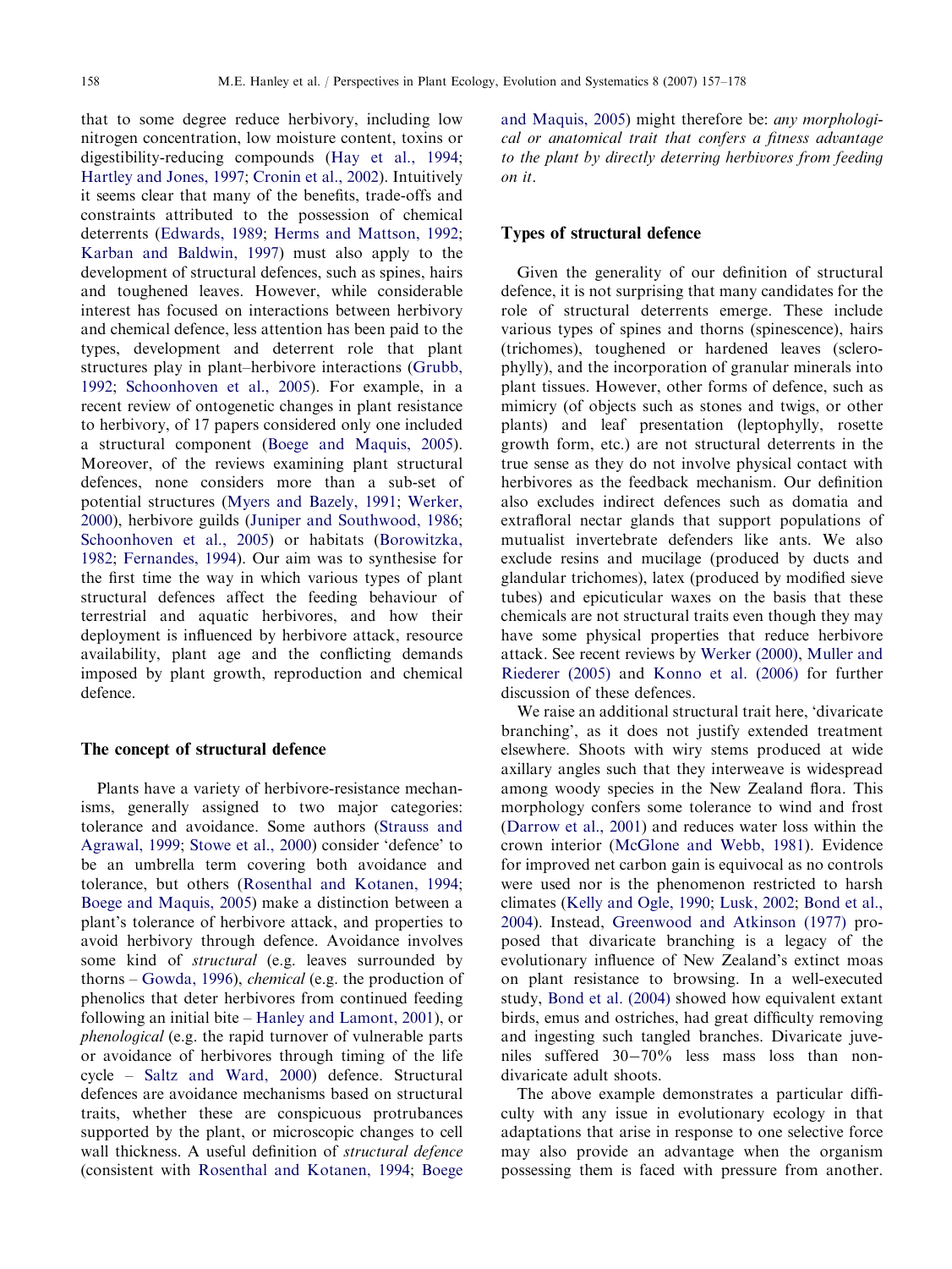that to some degree reduce herbivory, including low nitrogen concentration, low moisture content, toxins or digestibility-reducing compounds (Hay et al., 1994; Hartley and Jones, 1997; Cronin et al., 2002). Intuitively it seems clear that many of the benefits, trade-offs and constraints attributed to the possession of chemical deterrents (Edwards, 1989; Herms and Mattson, 1992; Karban and Baldwin, 1997) must also apply to the development of structural defences, such as spines, hairs and toughened leaves. However, while considerable interest has focused on interactions between herbivory and chemical defence, less attention has been paid to the types, development and deterrent role that plant structures play in plant–herbivore interactions (Grubb, 1992; Schoonhoven et al., 2005). For example, in a recent review of ontogenetic changes in plant resistance to herbivory, of 17 papers considered only one included a structural component (Boege and Maquis, 2005). Moreover, of the reviews examining plant structural defences, none considers more than a sub-set of potential structures (Myers and Bazely, 1991; Werker, 2000), herbivore guilds (Juniper and Southwood, 1986; Schoonhoven et al., 2005) or habitats (Borowitzka, 1982; Fernandes, 1994). Our aim was to synthesise for the first time the way in which various types of plant structural defences affect the feeding behaviour of terrestrial and aquatic herbivores, and how their deployment is influenced by herbivore attack, resource availability, plant age and the conflicting demands imposed by plant growth, reproduction and chemical defence.

## The concept of structural defence

Plants have a variety of herbivore-resistance mechanisms, generally assigned to two major categories: tolerance and avoidance. Some authors (Strauss and Agrawal, 1999; Stowe et al., 2000) consider 'defence' to be an umbrella term covering both avoidance and tolerance, but others (Rosenthal and Kotanen, 1994; Boege and Maquis, 2005) make a distinction between a plant's tolerance of herbivore attack, and properties to avoid herbivory through defence. Avoidance involves some kind of *structural* (e.g. leaves surrounded by thorns – Gowda, 1996), *chemical* (e.g. the production of phenolics that deter herbivores from continued feeding following an initial bite – Hanley and Lamont, 2001), or *phenological* (e.g. the rapid turnover of vulnerable parts or avoidance of herbivores through timing of the life cycle – Saltz and Ward, 2000) defence. Structural defences are avoidance mechanisms based on structural traits, whether these are conspicuous protrubances supported by the plant, or microscopic changes to cell wall thickness. A useful definition of *structural defence* (consistent with Rosenthal and Kotanen, 1994; Boege and Maquis, 2005) might therefore be: *any morphological or anatomical trait that confers a fitness advantage to the plant by directly deterring herbivores from feeding on it*.

## Types of structural defence

Given the generality of our definition of structural defence, it is not surprising that many candidates for the role of structural deterrents emerge. These include various types of spines and thorns (spinescence), hairs (trichomes), toughened or hardened leaves (sclerophylly), and the incorporation of granular minerals into plant tissues. However, other forms of defence, such as mimicry (of objects such as stones and twigs, or other plants) and leaf presentation (leptophylly, rosette growth form, etc.) are not structural deterrents in the true sense as they do not involve physical contact with herbivores as the feedback mechanism. Our definition also excludes indirect defences such as domatia and extrafloral nectar glands that support populations of mutualist invertebrate defenders like ants. We also exclude resins and mucilage (produced by ducts and glandular trichomes), latex (produced by modified sieve tubes) and epicuticular waxes on the basis that these chemicals are not structural traits even though they may have some physical properties that reduce herbivore attack. See recent reviews by Werker (2000), Muller and Riederer (2005) and Konno et al. (2006) for further discussion of these defences.

We raise an additional structural trait here, 'divaricate branching', as it does not justify extended treatment elsewhere. Shoots with wiry stems produced at wide axillary angles such that they interweave is widespread among woody species in the New Zealand flora. This morphology confers some tolerance to wind and frost (Darrow et al., 2001) and reduces water loss within the crown interior (McGlone and Webb, 1981). Evidence for improved net carbon gain is equivocal as no controls were used nor is the phenomenon restricted to harsh climates (Kelly and Ogle, 1990; Lusk, 2002; Bond et al., 2004). Instead, Greenwood and Atkinson (1977) proposed that divaricate branching is a legacy of the evolutionary influence of New Zealand's extinct moas on plant resistance to browsing. In a well-executed study, Bond et al. (2004) showed how equivalent extant birds, emus and ostriches, had great difficulty removing and ingesting such tangled branches. Divaricate juveniles suffered 30–70% less mass loss than non-divaricate adult shoots.

The above example demonstrates a particular difficulty with any issue in evolutionary ecology in that adaptations that arise in response to one selective force may also provide an advantage when the organism possessing them is faced with pressure from another.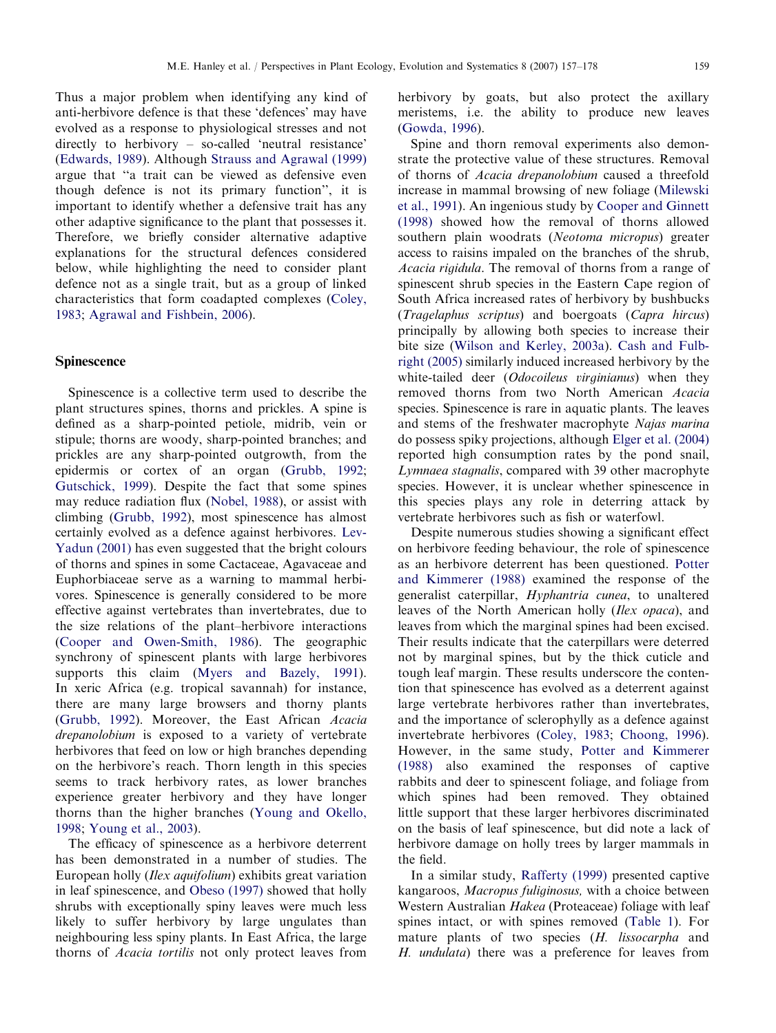Thus a major problem when identifying any kind of anti-herbivore defence is that these 'defences' may have evolved as a response to physiological stresses and not directly to herbivory – so-called 'neutral resistance' (Edwards, 1989). Although Strauss and Agrawal (1999) argue that "a trait can be viewed as defensive even though defence is not its primary function", it is important to identify whether a defensive trait has any other adaptive significance to the plant that possesses it. Therefore, we briefly consider alternative adaptive explanations for the structural defences considered below, while highlighting the need to consider plant defence not as a single trait, but as a group of linked characteristics that form coadapted complexes (Coley, 1983; Agrawal and Fishbein, 2006).

## Spinescence

Spinescence is a collective term used to describe the plant structures spines, thorns and prickles. A spine is defined as a sharp-pointed petiole, midrib, vein or stipule; thorns are woody, sharp-pointed branches; and prickles are any sharp-pointed outgrowth, from the epidermis or cortex of an organ (Grubb, 1992; Gutschick, 1999). Despite the fact that some spines may reduce radiation flux (Nobel, 1988), or assist with climbing (Grubb, 1992), most spinescence has almost certainly evolved as a defence against herbivores. Lev-Yadun (2001) has even suggested that the bright colours of thorns and spines in some Cactaceae, Agavaceae and Euphorbiaceae serve as a warning to mammal herbivores. Spinescence is generally considered to be more effective against vertebrates than invertebrates, due to the size relations of the plant–herbivore interactions (Cooper and Owen-Smith, 1986). The geographic synchrony of spinescent plants with large herbivores supports this claim (Myers and Bazely, 1991). In xeric Africa (e.g. tropical savannah) for instance, there are many large browsers and thorny plants (Grubb, 1992). Moreover, the East African *Acacia drepanolobium* is exposed to a variety of vertebrate herbivores that feed on low or high branches depending on the herbivore's reach. Thorn length in this species seems to track herbivory rates, as lower branches experience greater herbivory and they have longer thorns than the higher branches (Young and Okello, 1998; Young et al., 2003).

The efficacy of spinescence as a herbivore deterrent has been demonstrated in a number of studies. The European holly (*Ilex aquifolium*) exhibits great variation in leaf spinescence, and Obeso (1997) showed that holly shrubs with exceptionally spiny leaves were much less likely to suffer herbivory by large ungulates than neighbouring less spiny plants. In East Africa, the large thorns of *Acacia tortilis* not only protect leaves from herbivory by goats, but also protect the axillary meristems, i.e. the ability to produce new leaves (Gowda, 1996).

Spine and thorn removal experiments also demonstrate the protective value of these structures. Removal of thorns of *Acacia drepanolobium* caused a threefold increase in mammal browsing of new foliage (Milewski et al., 1991). An ingenious study by Cooper and Ginnett (1998) showed how the removal of thorns allowed southern plain woodrats (*Neotoma micropus*) greater access to raisins impaled on the branches of the shrub, *Acacia rigidula*. The removal of thorns from a range of spinescent shrub species in the Eastern Cape region of South Africa increased rates of herbivory by bushbucks (*Tragelaphus scriptus*) and boergoats (*Capra hircus*) principally by allowing both species to increase their bite size (Wilson and Kerley, 2003a). Cash and Fulbright (2005) similarly induced increased herbivory by the white-tailed deer (*Odocoileus virginianus*) when they removed thorns from two North American *Acacia* species. Spinescence is rare in aquatic plants. The leaves and stems of the freshwater macrophyte *Najas marina* do possess spiky projections, although Elger et al. (2004) reported high consumption rates by the pond snail, *Lymnaea stagnalis*, compared with 39 other macrophyte species. However, it is unclear whether spinescence in this species plays any role in deterring attack by vertebrate herbivores such as fish or waterfowl.

Despite numerous studies showing a significant effect on herbivore feeding behaviour, the role of spinescence as an herbivore deterrent has been questioned. Potter and Kimmerer (1988) examined the response of the generalist caterpillar, *Hyphantria cunea*, to unaltered leaves of the North American holly (*Ilex opaca*), and leaves from which the marginal spines had been excised. Their results indicate that the caterpillars were deterred not by marginal spines, but by the thick cuticle and tough leaf margin. These results underscore the contention that spinescence has evolved as a deterrent against large vertebrate herbivores rather than invertebrates, and the importance of sclerophylly as a defence against invertebrate herbivores (Coley, 1983; Choong, 1996). However, in the same study, Potter and Kimmerer (1988) also examined the responses of captive rabbits and deer to spinescent foliage, and foliage from which spines had been removed. They obtained little support that these larger herbivores discriminated on the basis of leaf spinescence, but did note a lack of herbivore damage on holly trees by larger mammals in the field.

In a similar study, Rafferty (1999) presented captive kangaroos, *Macropus fuliginosus,* with a choice between Western Australian *Hakea* (Proteaceae) foliage with leaf spines intact, or with spines removed (Table 1). For mature plants of two species (*H. lissocarpha* and *H. undulata*) there was a preference for leaves from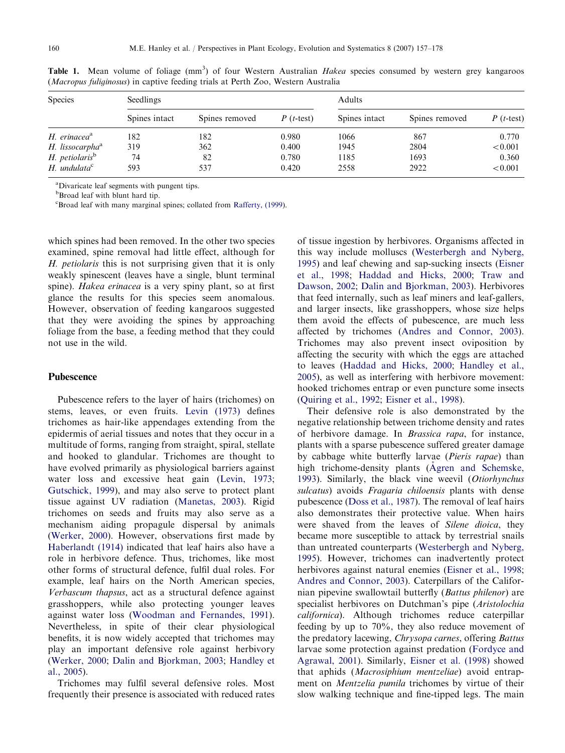**Table 1.** Mean volume of foliage ($mm^3$) of four Western Australian *Hakea* species consumed by western grey kangaroos (*Macropus fuliginosus*) in captive feeding trials at Perth Zoo, Western Australia

| Species | Seedlings | | | Adults | | |
|---|---|---|---|---|---|---|
| | Spines intact | Spines removed | *P* (*t*-test) | Spines intact | Spines removed | *P* (*t*-test) |
| *H. erinacea*[a] | 182 | 182 | 0.980 | 1066 | 867 | 0.770 |
| *H. lissocarpha*[a] | 319 | 362 | 0.400 | 1945 | 2804 | <0.001 |
| *H. petiolaris*[b] | 74 | 82 | 0.780 | 1185 | 1693 | 0.360 |
| *H. undulata*[c] | 593 | 537 | 0.420 | 2558 | 2922 | <0.001 |

[a]Divaricate leaf segments with pungent tips.
[b]Broad leaf with blunt hard tip.
[c]Broad leaf with many marginal spines; collated from Rafferty, (1999).

which spines had been removed. In the other two species examined, spine removal had little effect, although for *H. petiolaris* this is not surprising given that it is only weakly spinescent (leaves have a single, blunt terminal spine). *Hakea erinacea* is a very spiny plant, so at first glance the results for this species seem anomalous. However, observation of feeding kangaroos suggested that they were avoiding the spines by approaching foliage from the base, a feeding method that they could not use in the wild.

## Pubescence

Pubescence refers to the layer of hairs (trichomes) on stems, leaves, or even fruits. Levin (1973) defines trichomes as hair-like appendages extending from the epidermis of aerial tissues and notes that they occur in a multitude of forms, ranging from straight, spiral, stellate and hooked to glandular. Trichomes are thought to have evolved primarily as physiological barriers against water loss and excessive heat gain (Levin, 1973; Gutschick, 1999), and may also serve to protect plant tissue against UV radiation (Manetas, 2003). Rigid trichomes on seeds and fruits may also serve as a mechanism aiding propagule dispersal by animals (Werker, 2000). However, observations first made by Haberlandt (1914) indicated that leaf hairs also have a role in herbivore defence. Thus, trichomes, like most other forms of structural defence, fulfil dual roles. For example, leaf hairs on the North American species, *Verbascum thapsus*, act as a structural defence against grasshoppers, while also protecting younger leaves against water loss (Woodman and Fernandes, 1991). Nevertheless, in spite of their clear physiological benefits, it is now widely accepted that trichomes may play an important defensive role against herbivory (Werker, 2000; Dalin and Bjorkman, 2003; Handley et al., 2005).

Trichomes may fulfil several defensive roles. Most frequently their presence is associated with reduced rates of tissue ingestion by herbivores. Organisms affected in this way include molluscs (Westerbergh and Nyberg, 1995) and leaf chewing and sap-sucking insects (Eisner et al., 1998; Haddad and Hicks, 2000; Traw and Dawson, 2002; Dalin and Bjorkman, 2003). Herbivores that feed internally, such as leaf miners and leaf-gallers, and larger insects, like grasshoppers, whose size helps them avoid the effects of pubescence, are much less affected by trichomes (Andres and Connor, 2003). Trichomes may also prevent insect oviposition by affecting the security with which the eggs are attached to leaves (Haddad and Hicks, 2000; Handley et al., 2005), as well as interfering with herbivore movement: hooked trichomes entrap or even puncture some insects (Quiring et al., 1992; Eisner et al., 1998).

Their defensive role is also demonstrated by the negative relationship between trichome density and rates of herbivore damage. In *Brassica rapa*, for instance, plants with a sparse pubescence suffered greater damage by cabbage white butterfly larvae (*Pieris rapae*) than high trichome-density plants (Ågren and Schemske, 1993). Similarly, the black vine weevil (*Otiorhynchus sulcatus*) avoids *Fragaria chiloensis* plants with dense pubescence (Doss et al., 1987). The removal of leaf hairs also demonstrates their protective value. When hairs were shaved from the leaves of *Silene dioica*, they became more susceptible to attack by terrestrial snails than untreated counterparts (Westerbergh and Nyberg, 1995). However, trichomes can inadvertently protect herbivores against natural enemies (Eisner et al., 1998; Andres and Connor, 2003). Caterpillars of the Californian pipevine swallowtail butterfly (*Battus philenor*) are specialist herbivores on Dutchman's pipe (*Aristolochia californica*). Although trichomes reduce caterpillar feeding by up to 70%, they also reduce movement of the predatory lacewing, *Chrysopa carnes*, offering *Battus* larvae some protection against predation (Fordyce and Agrawal, 2001). Similarly, Eisner et al. (1998) showed that aphids (*Macrosiphium mentzeliae*) avoid entrapment on *Mentzelia pumila* trichomes by virtue of their slow walking technique and fine-tipped legs. The main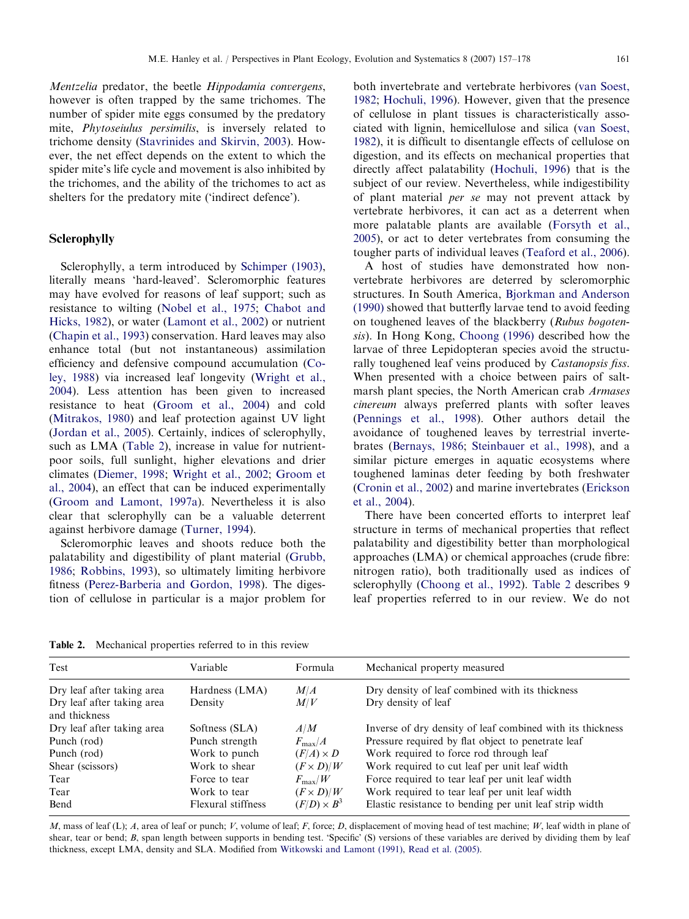*Mentzelia* predator, the beetle *Hippodamia convergens*, however is often trapped by the same trichomes. The number of spider mite eggs consumed by the predatory mite, *Phytoseiulus persimilis*, is inversely related to trichome density (Stavrinides and Skirvin, 2003). However, the net effect depends on the extent to which the spider mite's life cycle and movement is also inhibited by the trichomes, and the ability of the trichomes to act as shelters for the predatory mite ('indirect defence').

## Sclerophylly

Sclerophylly, a term introduced by Schimper (1903), literally means 'hard-leaved'. Scleromorphic features may have evolved for reasons of leaf support; such as resistance to wilting (Nobel et al., 1975; Chabot and Hicks, 1982), or water (Lamont et al., 2002) or nutrient (Chapin et al., 1993) conservation. Hard leaves may also enhance total (but not instantaneous) assimilation efficiency and defensive compound accumulation (Coley, 1988) via increased leaf longevity (Wright et al., 2004). Less attention has been given to increased resistance to heat (Groom et al., 2004) and cold (Mitrakos, 1980) and leaf protection against UV light (Jordan et al., 2005). Certainly, indices of sclerophylly, such as LMA (Table 2), increase in value for nutrient-poor soils, full sunlight, higher elevations and drier climates (Diemer, 1998; Wright et al., 2002; Groom et al., 2004), an effect that can be induced experimentally (Groom and Lamont, 1997a). Nevertheless it is also clear that sclerophylly can be a valuable deterrent against herbivore damage (Turner, 1994).

Scleromorphic leaves and shoots reduce both the palatability and digestibility of plant material (Grubb, 1986; Robbins, 1993), so ultimately limiting herbivore fitness (Perez-Barberia and Gordon, 1998). The digestion of cellulose in particular is a major problem for both invertebrate and vertebrate herbivores (van Soest, 1982; Hochuli, 1996). However, given that the presence of cellulose in plant tissues is characteristically associated with lignin, hemicellulose and silica (van Soest, 1982), it is difficult to disentangle effects of cellulose on digestion, and its effects on mechanical properties that directly affect palatability (Hochuli, 1996) that is the subject of our review. Nevertheless, while indigestibility of plant material *per se* may not prevent attack by vertebrate herbivores, it can act as a deterrent when more palatable plants are available (Forsyth et al., 2005), or act to deter vertebrates from consuming the tougher parts of individual leaves (Teaford et al., 2006).

A host of studies have demonstrated how non-vertebrate herbivores are deterred by scleromorphic structures. In South America, Bjorkman and Anderson (1990) showed that butterfly larvae tend to avoid feeding on toughened leaves of the blackberry (*Rubus bogotensis*). In Hong Kong, Choong (1996) described how the larvae of three Lepidopteran species avoid the structurally toughened leaf veins produced by *Castanopsis fiss*. When presented with a choice between pairs of salt-marsh plant species, the North American crab *Armases cinereum* always preferred plants with softer leaves (Pennings et al., 1998). Other authors detail the avoidance of toughened leaves by terrestrial invertebrates (Bernays, 1986; Steinbauer et al., 1998), and a similar picture emerges in aquatic ecosystems where toughened laminas deter feeding by both freshwater (Cronin et al., 2002) and marine invertebrates (Erickson et al., 2004).

There have been concerted efforts to interpret leaf structure in terms of mechanical properties that reflect palatability and digestibility better than morphological approaches (LMA) or chemical approaches (crude fibre: nitrogen ratio), both traditionally used as indices of sclerophylly (Choong et al., 1992). Table 2 describes 9 leaf properties referred to in our review. We do not

**Table 2.** Mechanical properties referred to in this review

| Test | Variable | Formula | Mechanical property measured |
|---|---|---|---|
| Dry leaf after taking area | Hardness (LMA) | $M/A$ | Dry density of leaf combined with its thickness |
| Dry leaf after taking area and thickness | Density | $M/V$ | Dry density of leaf |
| Dry leaf after taking area | Softness (SLA) | $A/M$ | Inverse of dry density of leaf combined with its thickness |
| Punch (rod) | Punch strength | $F_{\max}/A$ | Pressure required by flat object to penetrate leaf |
| Punch (rod) | Work to punch | $(F/A) \times D$ | Work required to force rod through leaf |
| Shear (scissors) | Work to shear | $(F \times D)/W$ | Work required to cut leaf per unit leaf width |
| Tear | Force to tear | $F_{\max}/W$ | Force required to tear leaf per unit leaf width |
| Tear | Work to tear | $(F \times D)/W$ | Work required to tear leaf per unit leaf width |
| Bend | Flexural stiffness | $(F/D) \times B^3$ | Elastic resistance to bending per unit leaf strip width |

*M*, mass of leaf (L); *A*, area of leaf or punch; *V*, volume of leaf; *F*, force; *D*, displacement of moving head of test machine; *W*, leaf width in plane of shear, tear or bend; *B*, span length between supports in bending test. 'Specific' (S) versions of these variables are derived by dividing them by leaf thickness, except LMA, density and SLA. Modified from Witkowski and Lamont (1991), Read et al. (2005).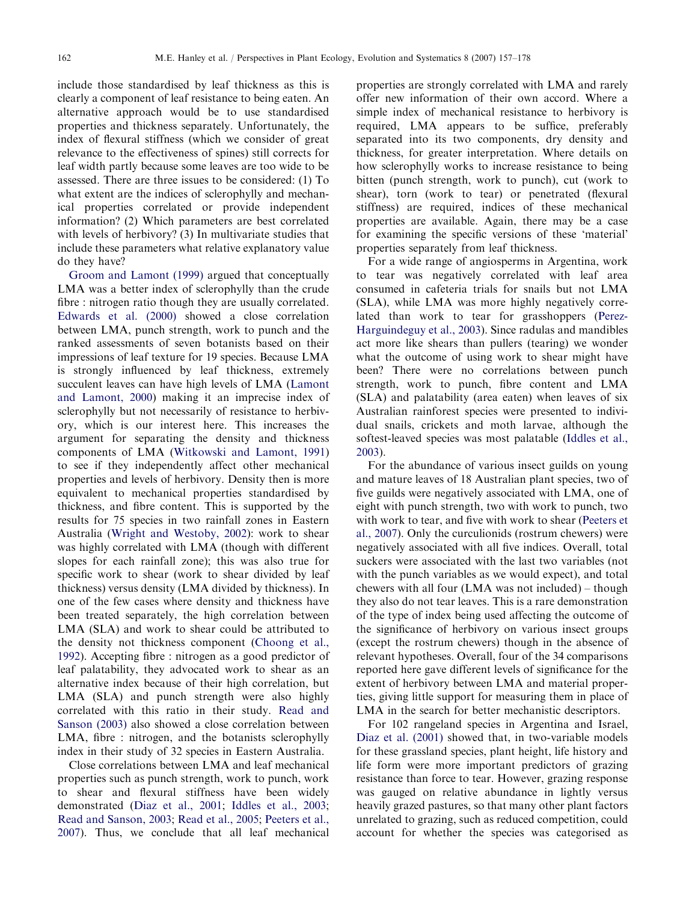include those standardised by leaf thickness as this is clearly a component of leaf resistance to being eaten. An alternative approach would be to use standardised properties and thickness separately. Unfortunately, the index of flexural stiffness (which we consider of great relevance to the effectiveness of spines) still corrects for leaf width partly because some leaves are too wide to be assessed. There are three issues to be considered: (1) To what extent are the indices of sclerophylly and mechanical properties correlated or provide independent information? (2) Which parameters are best correlated with levels of herbivory? (3) In multivariate studies that include these parameters what relative explanatory value do they have?

Groom and Lamont (1999) argued that conceptually LMA was a better index of sclerophylly than the crude fibre : nitrogen ratio though they are usually correlated. Edwards et al. (2000) showed a close correlation between LMA, punch strength, work to punch and the ranked assessments of seven botanists based on their impressions of leaf texture for 19 species. Because LMA is strongly influenced by leaf thickness, extremely succulent leaves can have high levels of LMA (Lamont and Lamont, 2000) making it an imprecise index of sclerophylly but not necessarily of resistance to herbivory, which is our interest here. This increases the argument for separating the density and thickness components of LMA (Witkowski and Lamont, 1991) to see if they independently affect other mechanical properties and levels of herbivory. Density then is more equivalent to mechanical properties standardised by thickness, and fibre content. This is supported by the results for 75 species in two rainfall zones in Eastern Australia (Wright and Westoby, 2002): work to shear was highly correlated with LMA (though with different slopes for each rainfall zone); this was also true for specific work to shear (work to shear divided by leaf thickness) versus density (LMA divided by thickness). In one of the few cases where density and thickness have been treated separately, the high correlation between LMA (SLA) and work to shear could be attributed to the density not thickness component (Choong et al., 1992). Accepting fibre : nitrogen as a good predictor of leaf palatability, they advocated work to shear as an alternative index because of their high correlation, but LMA (SLA) and punch strength were also highly correlated with this ratio in their study. Read and Sanson (2003) also showed a close correlation between LMA, fibre : nitrogen, and the botanists sclerophylly index in their study of 32 species in Eastern Australia.

Close correlations between LMA and leaf mechanical properties such as punch strength, work to punch, work to shear and flexural stiffness have been widely demonstrated (Diaz et al., 2001; Iddles et al., 2003; Read and Sanson, 2003; Read et al., 2005; Peeters et al., 2007). Thus, we conclude that all leaf mechanical properties are strongly correlated with LMA and rarely offer new information of their own accord. Where a simple index of mechanical resistance to herbivory is required, LMA appears to be suffice, preferably separated into its two components, dry density and thickness, for greater interpretation. Where details on how sclerophylly works to increase resistance to being bitten (punch strength, work to punch), cut (work to shear), torn (work to tear) or penetrated (flexural stiffness) are required, indices of these mechanical properties are available. Again, there may be a case for examining the specific versions of these 'material' properties separately from leaf thickness.

For a wide range of angiosperms in Argentina, work to tear was negatively correlated with leaf area consumed in cafeteria trials for snails but not LMA (SLA), while LMA was more highly negatively correlated than work to tear for grasshoppers (Perez-Harguindeguy et al., 2003). Since radulas and mandibles act more like shears than pullers (tearing) we wonder what the outcome of using work to shear might have been? There were no correlations between punch strength, work to punch, fibre content and LMA (SLA) and palatability (area eaten) when leaves of six Australian rainforest species were presented to individual snails, crickets and moth larvae, although the softest-leaved species was most palatable (Iddles et al., 2003).

For the abundance of various insect guilds on young and mature leaves of 18 Australian plant species, two of five guilds were negatively associated with LMA, one of eight with punch strength, two with work to punch, two with work to tear, and five with work to shear (Peeters et al., 2007). Only the curculionids (rostrum chewers) were negatively associated with all five indices. Overall, total suckers were associated with the last two variables (not with the punch variables as we would expect), and total chewers with all four (LMA was not included) – though they also do not tear leaves. This is a rare demonstration of the type of index being used affecting the outcome of the significance of herbivory on various insect groups (except the rostrum chewers) though in the absence of relevant hypotheses. Overall, four of the 34 comparisons reported here gave different levels of significance for the extent of herbivory between LMA and material properties, giving little support for measuring them in place of LMA in the search for better mechanistic descriptors.

For 102 rangeland species in Argentina and Israel, Diaz et al. (2001) showed that, in two-variable models for these grassland species, plant height, life history and life form were more important predictors of grazing resistance than force to tear. However, grazing response was gauged on relative abundance in lightly versus heavily grazed pastures, so that many other plant factors unrelated to grazing, such as reduced competition, could account for whether the species was categorised as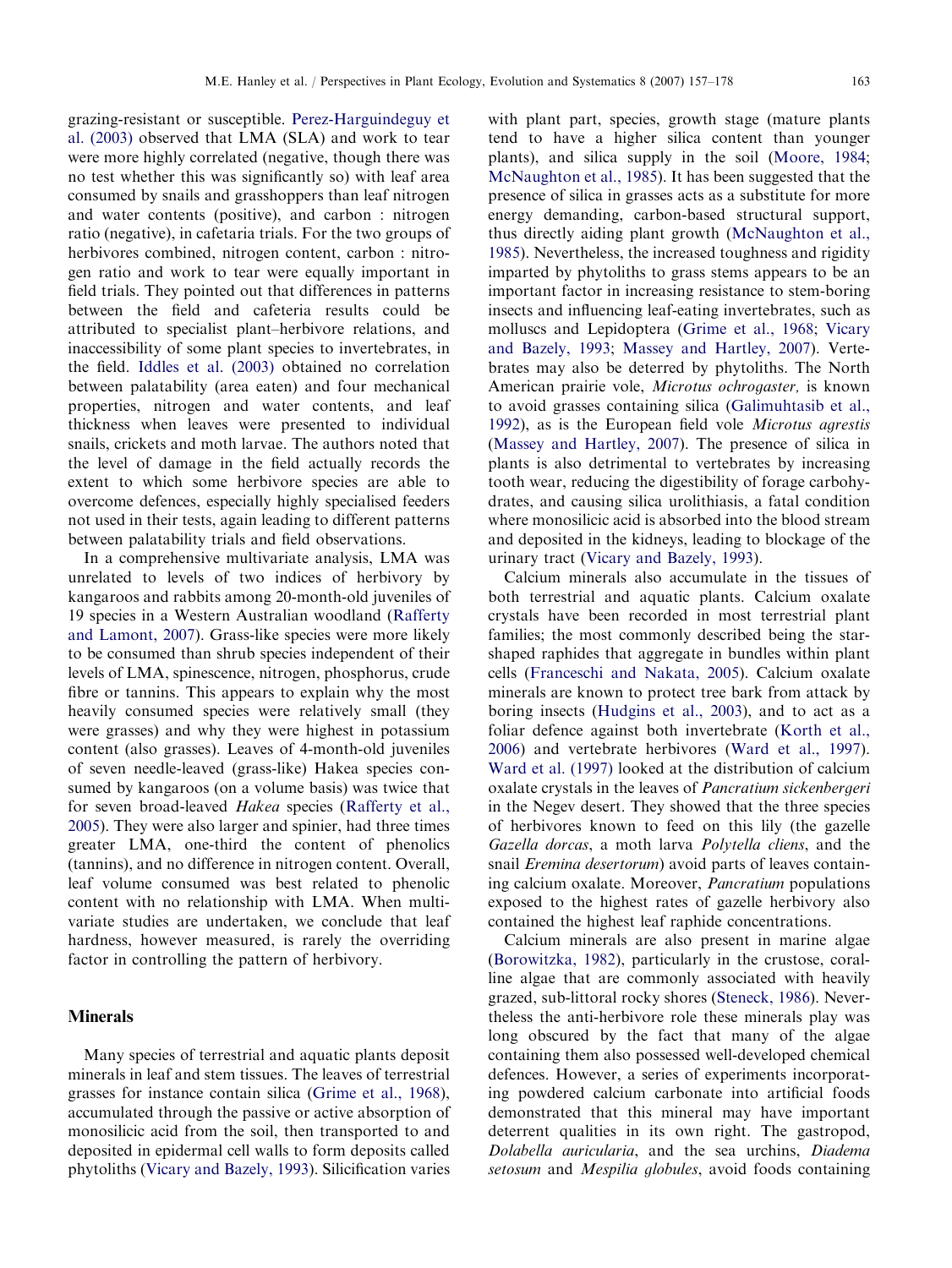grazing-resistant or susceptible. Perez-Harguindeguy et al. (2003) observed that LMA (SLA) and work to tear were more highly correlated (negative, though there was no test whether this was significantly so) with leaf area consumed by snails and grasshoppers than leaf nitrogen and water contents (positive), and carbon : nitrogen ratio (negative), in cafetaria trials. For the two groups of herbivores combined, nitrogen content, carbon : nitrogen ratio and work to tear were equally important in field trials. They pointed out that differences in patterns between the field and cafeteria results could be attributed to specialist plant–herbivore relations, and inaccessibility of some plant species to invertebrates, in the field. Iddles et al. (2003) obtained no correlation between palatability (area eaten) and four mechanical properties, nitrogen and water contents, and leaf thickness when leaves were presented to individual snails, crickets and moth larvae. The authors noted that the level of damage in the field actually records the extent to which some herbivore species are able to overcome defences, especially highly specialised feeders not used in their tests, again leading to different patterns between palatability trials and field observations.

In a comprehensive multivariate analysis, LMA was unrelated to levels of two indices of herbivory by kangaroos and rabbits among 20-month-old juveniles of 19 species in a Western Australian woodland (Rafferty and Lamont, 2007). Grass-like species were more likely to be consumed than shrub species independent of their levels of LMA, spinescence, nitrogen, phosphorus, crude fibre or tannins. This appears to explain why the most heavily consumed species were relatively small (they were grasses) and why they were highest in potassium content (also grasses). Leaves of 4-month-old juveniles of seven needle-leaved (grass-like) Hakea species consumed by kangaroos (on a volume basis) was twice that for seven broad-leaved *Hakea* species (Rafferty et al., 2005). They were also larger and spinier, had three times greater LMA, one-third the content of phenolics (tannins), and no difference in nitrogen content. Overall, leaf volume consumed was best related to phenolic content with no relationship with LMA. When multivariate studies are undertaken, we conclude that leaf hardness, however measured, is rarely the overriding factor in controlling the pattern of herbivory.

## Minerals

Many species of terrestrial and aquatic plants deposit minerals in leaf and stem tissues. The leaves of terrestrial grasses for instance contain silica (Grime et al., 1968), accumulated through the passive or active absorption of monosilicic acid from the soil, then transported to and deposited in epidermal cell walls to form deposits called phytoliths (Vicary and Bazely, 1993). Silicification varies with plant part, species, growth stage (mature plants tend to have a higher silica content than younger plants), and silica supply in the soil (Moore, 1984; McNaughton et al., 1985). It has been suggested that the presence of silica in grasses acts as a substitute for more energy demanding, carbon-based structural support, thus directly aiding plant growth (McNaughton et al., 1985). Nevertheless, the increased toughness and rigidity imparted by phytoliths to grass stems appears to be an important factor in increasing resistance to stem-boring insects and influencing leaf-eating invertebrates, such as molluscs and Lepidoptera (Grime et al., 1968; Vicary and Bazely, 1993; Massey and Hartley, 2007). Vertebrates may also be deterred by phytoliths. The North American prairie vole, *Microtus ochrogaster,* is known to avoid grasses containing silica (Galimuhtasib et al., 1992), as is the European field vole *Microtus agrestis* (Massey and Hartley, 2007). The presence of silica in plants is also detrimental to vertebrates by increasing tooth wear, reducing the digestibility of forage carbohydrates, and causing silica urolithiasis, a fatal condition where monosilicic acid is absorbed into the blood stream and deposited in the kidneys, leading to blockage of the urinary tract (Vicary and Bazely, 1993).

Calcium minerals also accumulate in the tissues of both terrestrial and aquatic plants. Calcium oxalate crystals have been recorded in most terrestrial plant families; the most commonly described being the star-shaped raphides that aggregate in bundles within plant cells (Franceschi and Nakata, 2005). Calcium oxalate minerals are known to protect tree bark from attack by boring insects (Hudgins et al., 2003), and to act as a foliar defence against both invertebrate (Korth et al., 2006) and vertebrate herbivores (Ward et al., 1997). Ward et al. (1997) looked at the distribution of calcium oxalate crystals in the leaves of *Pancratium sickenbergeri* in the Negev desert. They showed that the three species of herbivores known to feed on this lily (the gazelle *Gazella dorcas*, a moth larva *Polytella cliens*, and the snail *Eremina desertorum*) avoid parts of leaves containing calcium oxalate. Moreover, *Pancratium* populations exposed to the highest rates of gazelle herbivory also contained the highest leaf raphide concentrations.

Calcium minerals are also present in marine algae (Borowitzka, 1982), particularly in the crustose, coralline algae that are commonly associated with heavily grazed, sub-littoral rocky shores (Steneck, 1986). Nevertheless the anti-herbivore role these minerals play was long obscured by the fact that many of the algae containing them also possessed well-developed chemical defences. However, a series of experiments incorporating powdered calcium carbonate into artificial foods demonstrated that this mineral may have important deterrent qualities in its own right. The gastropod, *Dolabella auricularia*, and the sea urchins, *Diadema setosum* and *Mespilia globules*, avoid foods containing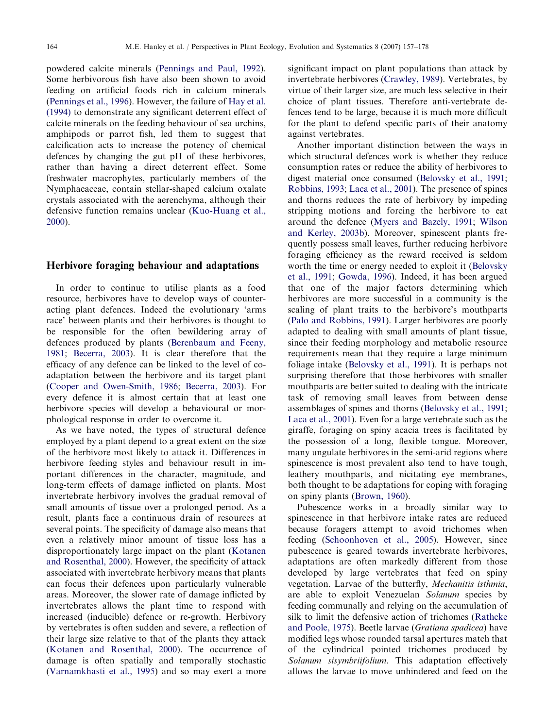powdered calcite minerals (Pennings and Paul, 1992). Some herbivorous fish have also been shown to avoid feeding on artificial foods rich in calcium minerals (Pennings et al., 1996). However, the failure of Hay et al. (1994) to demonstrate any significant deterrent effect of calcite minerals on the feeding behaviour of sea urchins, amphipods or parrot fish, led them to suggest that calcification acts to increase the potency of chemical defences by changing the gut pH of these herbivores, rather than having a direct deterrent effect. Some freshwater macrophytes, particularly members of the Nymphaeaceae, contain stellar-shaped calcium oxalate crystals associated with the aerenchyma, although their defensive function remains unclear (Kuo-Huang et al., 2000).

## Herbivore foraging behaviour and adaptations

In order to continue to utilise plants as a food resource, herbivores have to develop ways of counteracting plant defences. Indeed the evolutionary 'arms race' between plants and their herbivores is thought to be responsible for the often bewildering array of defences produced by plants (Berenbaum and Feeny, 1981; Becerra, 2003). It is clear therefore that the efficacy of any defence can be linked to the level of co-adaptation between the herbivore and its target plant (Cooper and Owen-Smith, 1986; Becerra, 2003). For every defence it is almost certain that at least one herbivore species will develop a behavioural or morphological response in order to overcome it.

As we have noted, the types of structural defence employed by a plant depend to a great extent on the size of the herbivore most likely to attack it. Differences in herbivore feeding styles and behaviour result in important differences in the character, magnitude, and long-term effects of damage inflicted on plants. Most invertebrate herbivory involves the gradual removal of small amounts of tissue over a prolonged period. As a result, plants face a continuous drain of resources at several points. The specificity of damage also means that even a relatively minor amount of tissue loss has a disproportionately large impact on the plant (Kotanen and Rosenthal, 2000). However, the specificity of attack associated with invertebrate herbivory means that plants can focus their defences upon particularly vulnerable areas. Moreover, the slower rate of damage inflicted by invertebrates allows the plant time to respond with increased (inducible) defence or re-growth. Herbivory by vertebrates is often sudden and severe, a reflection of their large size relative to that of the plants they attack (Kotanen and Rosenthal, 2000). The occurrence of damage is often spatially and temporally stochastic (Varnamkhasti et al., 1995) and so may exert a more significant impact on plant populations than attack by invertebrate herbivores (Crawley, 1989). Vertebrates, by virtue of their larger size, are much less selective in their choice of plant tissues. Therefore anti-vertebrate defences tend to be large, because it is much more difficult for the plant to defend specific parts of their anatomy against vertebrates.

Another important distinction between the ways in which structural defences work is whether they reduce consumption rates or reduce the ability of herbivores to digest material once consumed (Belovsky et al., 1991; Robbins, 1993; Laca et al., 2001). The presence of spines and thorns reduces the rate of herbivory by impeding stripping motions and forcing the herbivore to eat around the defence (Myers and Bazely, 1991; Wilson and Kerley, 2003b). Moreover, spinescent plants frequently possess small leaves, further reducing herbivore foraging efficiency as the reward received is seldom worth the time or energy needed to exploit it (Belovsky et al., 1991; Gowda, 1996). Indeed, it has been argued that one of the major factors determining which herbivores are more successful in a community is the scaling of plant traits to the herbivore's mouthparts (Palo and Robbins, 1991). Larger herbivores are poorly adapted to dealing with small amounts of plant tissue, since their feeding morphology and metabolic resource requirements mean that they require a large minimum foliage intake (Belovsky et al., 1991). It is perhaps not surprising therefore that those herbivores with smaller mouthparts are better suited to dealing with the intricate task of removing small leaves from between dense assemblages of spines and thorns (Belovsky et al., 1991; Laca et al., 2001). Even for a large vertebrate such as the giraffe, foraging on spiny acacia trees is facilitated by the possession of a long, flexible tongue. Moreover, many ungulate herbivores in the semi-arid regions where spinescence is most prevalent also tend to have tough, leathery mouthparts, and nicitating eye membranes, both thought to be adaptations for coping with foraging on spiny plants (Brown, 1960).

Pubescence works in a broadly similar way to spinescence in that herbivore intake rates are reduced because foragers attempt to avoid trichomes when feeding (Schoonhoven et al., 2005). However, since pubescence is geared towards invertebrate herbivores, adaptations are often markedly different from those developed by large vertebrates that feed on spiny vegetation. Larvae of the butterfly, *Mechanitis isthmia*, are able to exploit Venezuelan *Solanum* species by feeding communally and relying on the accumulation of silk to limit the defensive action of trichomes (Rathcke and Poole, 1975). Beetle larvae (*Gratiana spadicea*) have modified legs whose rounded tarsal apertures match that of the cylindrical pointed trichomes produced by *Solanum sisymbriifolium*. This adaptation effectively allows the larvae to move unhindered and feed on the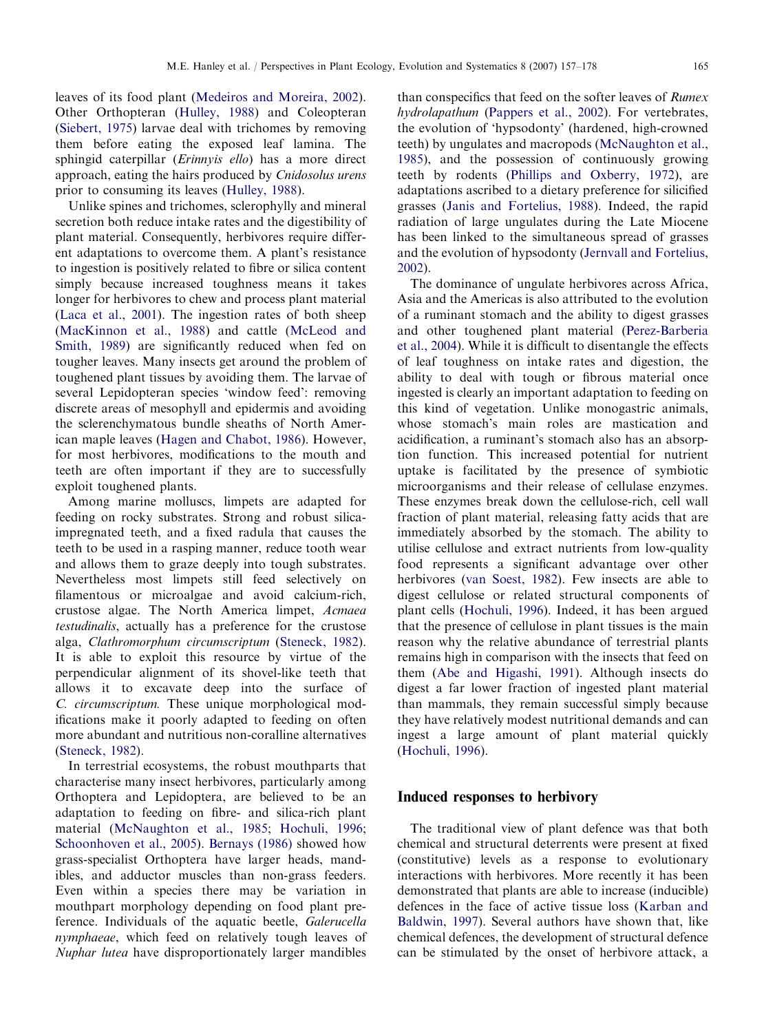leaves of its food plant (Medeiros and Moreira, 2002). Other Orthopteran (Hulley, 1988) and Coleopteran (Siebert, 1975) larvae deal with trichomes by removing them before eating the exposed leaf lamina. The sphingid caterpillar (*Erinnyis ello*) has a more direct approach, eating the hairs produced by *Cnidosolus urens* prior to consuming its leaves (Hulley, 1988).

Unlike spines and trichomes, sclerophylly and mineral secretion both reduce intake rates and the digestibility of plant material. Consequently, herbivores require different adaptations to overcome them. A plant's resistance to ingestion is positively related to fibre or silica content simply because increased toughness means it takes longer for herbivores to chew and process plant material (Laca et al., 2001). The ingestion rates of both sheep (MacKinnon et al., 1988) and cattle (McLeod and Smith, 1989) are significantly reduced when fed on tougher leaves. Many insects get around the problem of toughened plant tissues by avoiding them. The larvae of several Lepidopteran species 'window feed': removing discrete areas of mesophyll and epidermis and avoiding the sclerenchymatous bundle sheaths of North American maple leaves (Hagen and Chabot, 1986). However, for most herbivores, modifications to the mouth and teeth are often important if they are to successfully exploit toughened plants.

Among marine molluscs, limpets are adapted for feeding on rocky substrates. Strong and robust silica-impregnated teeth, and a fixed radula that causes the teeth to be used in a rasping manner, reduce tooth wear and allows them to graze deeply into tough substrates. Nevertheless most limpets still feed selectively on filamentous or microalgae and avoid calcium-rich, crustose algae. The North America limpet, *Acmaea testudinalis*, actually has a preference for the crustose alga, *Clathromorphum circumscriptum* (Steneck, 1982). It is able to exploit this resource by virtue of the perpendicular alignment of its shovel-like teeth that allows it to excavate deep into the surface of *C. circumscriptum.* These unique morphological modifications make it poorly adapted to feeding on often more abundant and nutritious non-coralline alternatives (Steneck, 1982).

In terrestrial ecosystems, the robust mouthparts that characterise many insect herbivores, particularly among Orthoptera and Lepidoptera, are believed to be an adaptation to feeding on fibre- and silica-rich plant material (McNaughton et al., 1985; Hochuli, 1996; Schoonhoven et al., 2005). Bernays (1986) showed how grass-specialist Orthoptera have larger heads, mandibles, and adductor muscles than non-grass feeders. Even within a species there may be variation in mouthpart morphology depending on food plant preference. Individuals of the aquatic beetle, *Galerucella nymphaeae*, which feed on relatively tough leaves of *Nuphar lutea* have disproportionately larger mandibles than conspecifics that feed on the softer leaves of *Rumex hydrolapathum* (Pappers et al., 2002). For vertebrates, the evolution of 'hypsodonty' (hardened, high-crowned teeth) by ungulates and macropods (McNaughton et al., 1985), and the possession of continuously growing teeth by rodents (Phillips and Oxberry, 1972), are adaptations ascribed to a dietary preference for silicified grasses (Janis and Fortelius, 1988). Indeed, the rapid radiation of large ungulates during the Late Miocene has been linked to the simultaneous spread of grasses and the evolution of hypsodonty (Jernvall and Fortelius, 2002).

The dominance of ungulate herbivores across Africa, Asia and the Americas is also attributed to the evolution of a ruminant stomach and the ability to digest grasses and other toughened plant material (Perez-Barberia et al., 2004). While it is difficult to disentangle the effects of leaf toughness on intake rates and digestion, the ability to deal with tough or fibrous material once ingested is clearly an important adaptation to feeding on this kind of vegetation. Unlike monogastric animals, whose stomach's main roles are mastication and acidification, a ruminant's stomach also has an absorption function. This increased potential for nutrient uptake is facilitated by the presence of symbiotic microorganisms and their release of cellulase enzymes. These enzymes break down the cellulose-rich, cell wall fraction of plant material, releasing fatty acids that are immediately absorbed by the stomach. The ability to utilise cellulose and extract nutrients from low-quality food represents a significant advantage over other herbivores (van Soest, 1982). Few insects are able to digest cellulose or related structural components of plant cells (Hochuli, 1996). Indeed, it has been argued that the presence of cellulose in plant tissues is the main reason why the relative abundance of terrestrial plants remains high in comparison with the insects that feed on them (Abe and Higashi, 1991). Although insects do digest a far lower fraction of ingested plant material than mammals, they remain successful simply because they have relatively modest nutritional demands and can ingest a large amount of plant material quickly (Hochuli, 1996).

## Induced responses to herbivory

The traditional view of plant defence was that both chemical and structural deterrents were present at fixed (constitutive) levels as a response to evolutionary interactions with herbivores. More recently it has been demonstrated that plants are able to increase (inducible) defences in the face of active tissue loss (Karban and Baldwin, 1997). Several authors have shown that, like chemical defences, the development of structural defence can be stimulated by the onset of herbivore attack, a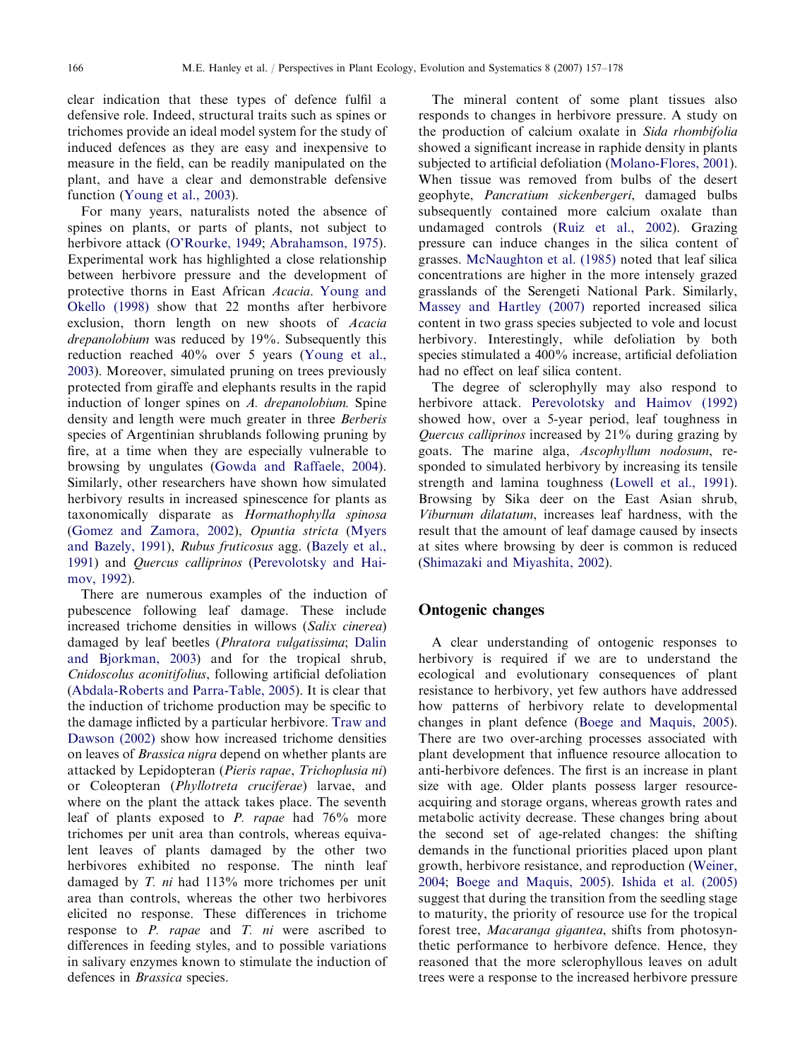clear indication that these types of defence fulfil a defensive role. Indeed, structural traits such as spines or trichomes provide an ideal model system for the study of induced defences as they are easy and inexpensive to measure in the field, can be readily manipulated on the plant, and have a clear and demonstrable defensive function (Young et al., 2003).

For many years, naturalists noted the absence of spines on plants, or parts of plants, not subject to herbivore attack (O'Rourke, 1949; Abrahamson, 1975). Experimental work has highlighted a close relationship between herbivore pressure and the development of protective thorns in East African *Acacia*. Young and Okello (1998) show that 22 months after herbivore exclusion, thorn length on new shoots of *Acacia drepanolobium* was reduced by 19%. Subsequently this reduction reached 40% over 5 years (Young et al., 2003). Moreover, simulated pruning on trees previously protected from giraffe and elephants results in the rapid induction of longer spines on *A. drepanolobium.* Spine density and length were much greater in three *Berberis* species of Argentinian shrublands following pruning by fire, at a time when they are especially vulnerable to browsing by ungulates (Gowda and Raffaele, 2004). Similarly, other researchers have shown how simulated herbivory results in increased spinescence for plants as taxonomically disparate as *Hormathophylla spinosa* (Gomez and Zamora, 2002), *Opuntia stricta* (Myers and Bazely, 1991), *Rubus fruticosus* agg. (Bazely et al., 1991) and *Quercus calliprinos* (Perevolotsky and Haimov, 1992).

There are numerous examples of the induction of pubescence following leaf damage. These include increased trichome densities in willows (*Salix cinerea*) damaged by leaf beetles (*Phratora vulgatissima*; Dalin and Bjorkman, 2003) and for the tropical shrub, *Cnidoscolus aconitifolius*, following artificial defoliation (Abdala-Roberts and Parra-Table, 2005). It is clear that the induction of trichome production may be specific to the damage inflicted by a particular herbivore. Traw and Dawson (2002) show how increased trichome densities on leaves of *Brassica nigra* depend on whether plants are attacked by Lepidopteran (*Pieris rapae*, *Trichoplusia ni*) or Coleopteran (*Phyllotreta cruciferae*) larvae, and where on the plant the attack takes place. The seventh leaf of plants exposed to *P. rapae* had 76% more trichomes per unit area than controls, whereas equivalent leaves of plants damaged by the other two herbivores exhibited no response. The ninth leaf damaged by *T. ni* had 113% more trichomes per unit area than controls, whereas the other two herbivores elicited no response. These differences in trichome response to *P. rapae* and *T. ni* were ascribed to differences in feeding styles, and to possible variations in salivary enzymes known to stimulate the induction of defences in *Brassica* species.

The mineral content of some plant tissues also responds to changes in herbivore pressure. A study on the production of calcium oxalate in *Sida rhombifolia* showed a significant increase in raphide density in plants subjected to artificial defoliation (Molano-Flores, 2001). When tissue was removed from bulbs of the desert geophyte, *Pancratium sickenbergeri*, damaged bulbs subsequently contained more calcium oxalate than undamaged controls (Ruiz et al., 2002). Grazing pressure can induce changes in the silica content of grasses. McNaughton et al. (1985) noted that leaf silica concentrations are higher in the more intensely grazed grasslands of the Serengeti National Park. Similarly, Massey and Hartley (2007) reported increased silica content in two grass species subjected to vole and locust herbivory. Interestingly, while defoliation by both species stimulated a 400% increase, artificial defoliation had no effect on leaf silica content.

The degree of sclerophylly may also respond to herbivore attack. Perevolotsky and Haimov (1992) showed how, over a 5-year period, leaf toughness in *Quercus calliprinos* increased by 21% during grazing by goats. The marine alga, *Ascophyllum nodosum*, responded to simulated herbivory by increasing its tensile strength and lamina toughness (Lowell et al., 1991). Browsing by Sika deer on the East Asian shrub, *Viburnum dilatatum*, increases leaf hardness, with the result that the amount of leaf damage caused by insects at sites where browsing by deer is common is reduced (Shimazaki and Miyashita, 2002).

## Ontogenic changes

A clear understanding of ontogenic responses to herbivory is required if we are to understand the ecological and evolutionary consequences of plant resistance to herbivory, yet few authors have addressed how patterns of herbivory relate to developmental changes in plant defence (Boege and Maquis, 2005). There are two over-arching processes associated with plant development that influence resource allocation to anti-herbivore defences. The first is an increase in plant size with age. Older plants possess larger resource-acquiring and storage organs, whereas growth rates and metabolic activity decrease. These changes bring about the second set of age-related changes: the shifting demands in the functional priorities placed upon plant growth, herbivore resistance, and reproduction (Weiner, 2004; Boege and Maquis, 2005). Ishida et al. (2005) suggest that during the transition from the seedling stage to maturity, the priority of resource use for the tropical forest tree, *Macaranga gigantea*, shifts from photosynthetic performance to herbivore defence. Hence, they reasoned that the more sclerophyllous leaves on adult trees were a response to the increased herbivore pressure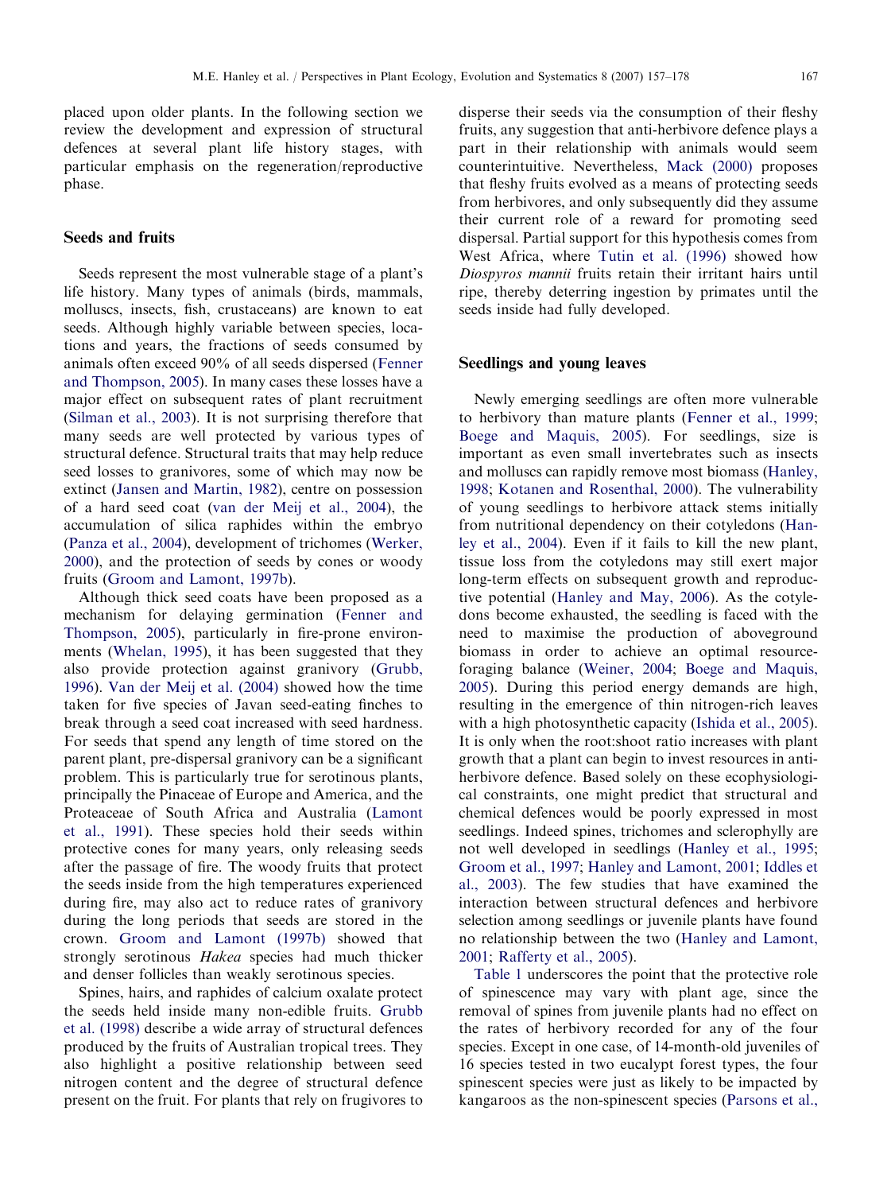placed upon older plants. In the following section we review the development and expression of structural defences at several plant life history stages, with particular emphasis on the regeneration/reproductive phase.

## Seeds and fruits

Seeds represent the most vulnerable stage of a plant's life history. Many types of animals (birds, mammals, molluscs, insects, fish, crustaceans) are known to eat seeds. Although highly variable between species, locations and years, the fractions of seeds consumed by animals often exceed 90% of all seeds dispersed (Fenner and Thompson, 2005). In many cases these losses have a major effect on subsequent rates of plant recruitment (Silman et al., 2003). It is not surprising therefore that many seeds are well protected by various types of structural defence. Structural traits that may help reduce seed losses to granivores, some of which may now be extinct (Jansen and Martin, 1982), centre on possession of a hard seed coat (van der Meij et al., 2004), the accumulation of silica raphides within the embryo (Panza et al., 2004), development of trichomes (Werker, 2000), and the protection of seeds by cones or woody fruits (Groom and Lamont, 1997b).

Although thick seed coats have been proposed as a mechanism for delaying germination (Fenner and Thompson, 2005), particularly in fire-prone environments (Whelan, 1995), it has been suggested that they also provide protection against granivory (Grubb, 1996). Van der Meij et al. (2004) showed how the time taken for five species of Javan seed-eating finches to break through a seed coat increased with seed hardness. For seeds that spend any length of time stored on the parent plant, pre-dispersal granivory can be a significant problem. This is particularly true for serotinous plants, principally the Pinaceae of Europe and America, and the Proteaceae of South Africa and Australia (Lamont et al., 1991). These species hold their seeds within protective cones for many years, only releasing seeds after the passage of fire. The woody fruits that protect the seeds inside from the high temperatures experienced during fire, may also act to reduce rates of granivory during the long periods that seeds are stored in the crown. Groom and Lamont (1997b) showed that strongly serotinous *Hakea* species had much thicker and denser follicles than weakly serotinous species.

Spines, hairs, and raphides of calcium oxalate protect the seeds held inside many non-edible fruits. Grubb et al. (1998) describe a wide array of structural defences produced by the fruits of Australian tropical trees. They also highlight a positive relationship between seed nitrogen content and the degree of structural defence present on the fruit. For plants that rely on frugivores to disperse their seeds via the consumption of their fleshy fruits, any suggestion that anti-herbivore defence plays a part in their relationship with animals would seem counterintuitive. Nevertheless, Mack (2000) proposes that fleshy fruits evolved as a means of protecting seeds from herbivores, and only subsequently did they assume their current role of a reward for promoting seed dispersal. Partial support for this hypothesis comes from West Africa, where Tutin et al. (1996) showed how *Diospyros mannii* fruits retain their irritant hairs until ripe, thereby deterring ingestion by primates until the seeds inside had fully developed.

## Seedlings and young leaves

Newly emerging seedlings are often more vulnerable to herbivory than mature plants (Fenner et al., 1999; Boege and Maquis, 2005). For seedlings, size is important as even small invertebrates such as insects and molluscs can rapidly remove most biomass (Hanley, 1998; Kotanen and Rosenthal, 2000). The vulnerability of young seedlings to herbivore attack stems initially from nutritional dependency on their cotyledons (Hanley et al., 2004). Even if it fails to kill the new plant, tissue loss from the cotyledons may still exert major long-term effects on subsequent growth and reproductive potential (Hanley and May, 2006). As the cotyledons become exhausted, the seedling is faced with the need to maximise the production of aboveground biomass in order to achieve an optimal resource-foraging balance (Weiner, 2004; Boege and Maquis, 2005). During this period energy demands are high, resulting in the emergence of thin nitrogen-rich leaves with a high photosynthetic capacity (Ishida et al., 2005). It is only when the root:shoot ratio increases with plant growth that a plant can begin to invest resources in anti-herbivore defence. Based solely on these ecophysiological constraints, one might predict that structural and chemical defences would be poorly expressed in most seedlings. Indeed spines, trichomes and sclerophylly are not well developed in seedlings (Hanley et al., 1995; Groom et al., 1997; Hanley and Lamont, 2001; Iddles et al., 2003). The few studies that have examined the interaction between structural defences and herbivore selection among seedlings or juvenile plants have found no relationship between the two (Hanley and Lamont, 2001; Rafferty et al., 2005).

Table 1 underscores the point that the protective role of spinescence may vary with plant age, since the removal of spines from juvenile plants had no effect on the rates of herbivory recorded for any of the four species. Except in one case, of 14-month-old juveniles of 16 species tested in two eucalypt forest types, the four spinescent species were just as likely to be impacted by kangaroos as the non-spinescent species (Parsons et al.,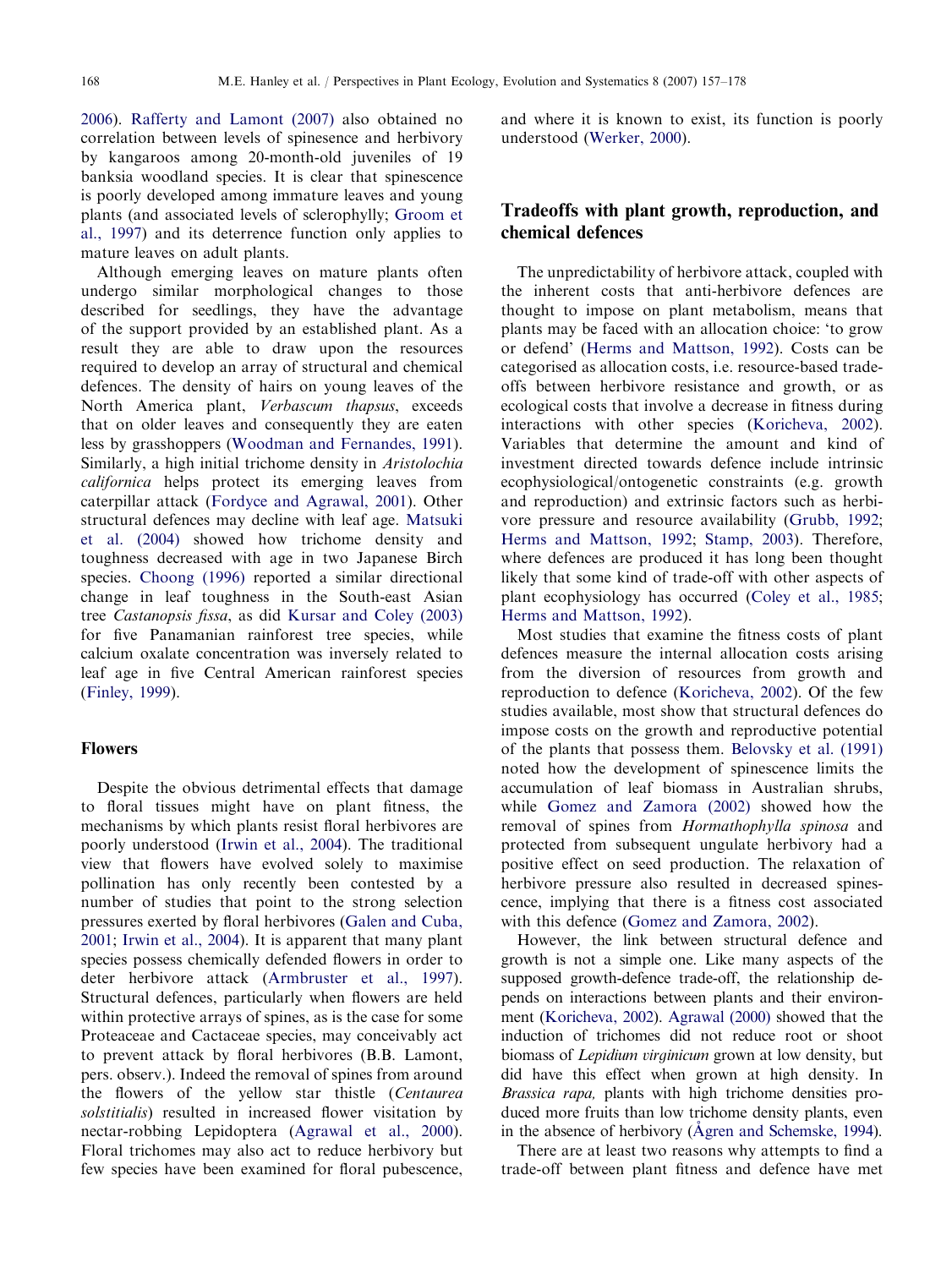2006). Rafferty and Lamont (2007) also obtained no correlation between levels of spinescence and herbivory by kangaroos among 20-month-old juveniles of 19 banksia woodland species. It is clear that spinescence is poorly developed among immature leaves and young plants (and associated levels of sclerophylly; Groom et al., 1997) and its deterrence function only applies to mature leaves on adult plants.

Although emerging leaves on mature plants often undergo similar morphological changes to those described for seedlings, they have the advantage of the support provided by an established plant. As a result they are able to draw upon the resources required to develop an array of structural and chemical defences. The density of hairs on young leaves of the North America plant, *Verbascum thapsus*, exceeds that on older leaves and consequently they are eaten less by grasshoppers (Woodman and Fernandes, 1991). Similarly, a high initial trichome density in *Aristolochia californica* helps protect its emerging leaves from caterpillar attack (Fordyce and Agrawal, 2001). Other structural defences may decline with leaf age. Matsuki et al. (2004) showed how trichome density and toughness decreased with age in two Japanese Birch species. Choong (1996) reported a similar directional change in leaf toughness in the South-east Asian tree *Castanopsis fissa*, as did Kursar and Coley (2003) for five Panamanian rainforest tree species, while calcium oxalate concentration was inversely related to leaf age in five Central American rainforest species (Finley, 1999).

### Flowers

Despite the obvious detrimental effects that damage to floral tissues might have on plant fitness, the mechanisms by which plants resist floral herbivores are poorly understood (Irwin et al., 2004). The traditional view that flowers have evolved solely to maximise pollination has only recently been contested by a number of studies that point to the strong selection pressures exerted by floral herbivores (Galen and Cuba, 2001; Irwin et al., 2004). It is apparent that many plant species possess chemically defended flowers in order to deter herbivore attack (Armbruster et al., 1997). Structural defences, particularly when flowers are held within protective arrays of spines, as is the case for some Proteaceae and Cactaceae species, may conceivably act to prevent attack by floral herbivores (B.B. Lamont, pers. observ.). Indeed the removal of spines from around the flowers of the yellow star thistle (*Centaurea solstitialis*) resulted in increased flower visitation by nectar-robbing Lepidoptera (Agrawal et al., 2000). Floral trichomes may also act to reduce herbivory but few species have been examined for floral pubescence, and where it is known to exist, its function is poorly understood (Werker, 2000).

## Tradeoffs with plant growth, reproduction, and chemical defences

The unpredictability of herbivore attack, coupled with the inherent costs that anti-herbivore defences are thought to impose on plant metabolism, means that plants may be faced with an allocation choice: 'to grow or defend' (Herms and Mattson, 1992). Costs can be categorised as allocation costs, i.e. resource-based trade-offs between herbivore resistance and growth, or as ecological costs that involve a decrease in fitness during interactions with other species (Koricheva, 2002). Variables that determine the amount and kind of investment directed towards defence include intrinsic ecophysiological/ontogenetic constraints (e.g. growth and reproduction) and extrinsic factors such as herbivore pressure and resource availability (Grubb, 1992; Herms and Mattson, 1992; Stamp, 2003). Therefore, where defences are produced it has long been thought likely that some kind of trade-off with other aspects of plant ecophysiology has occurred (Coley et al., 1985; Herms and Mattson, 1992).

Most studies that examine the fitness costs of plant defences measure the internal allocation costs arising from the diversion of resources from growth and reproduction to defence (Koricheva, 2002). Of the few studies available, most show that structural defences do impose costs on the growth and reproductive potential of the plants that possess them. Belovsky et al. (1991) noted how the development of spinescence limits the accumulation of leaf biomass in Australian shrubs, while Gomez and Zamora (2002) showed how the removal of spines from *Hormathophylla spinosa* and protected from subsequent ungulate herbivory had a positive effect on seed production. The relaxation of herbivore pressure also resulted in decreased spinescence, implying that there is a fitness cost associated with this defence (Gomez and Zamora, 2002).

However, the link between structural defence and growth is not a simple one. Like many aspects of the supposed growth-defence trade-off, the relationship depends on interactions between plants and their environment (Koricheva, 2002). Agrawal (2000) showed that the induction of trichomes did not reduce root or shoot biomass of *Lepidium virginicum* grown at low density, but did have this effect when grown at high density. In *Brassica rapa,* plants with high trichome densities produced more fruits than low trichome density plants, even in the absence of herbivory (Ågren and Schemske, 1994).

There are at least two reasons why attempts to find a trade-off between plant fitness and defence have met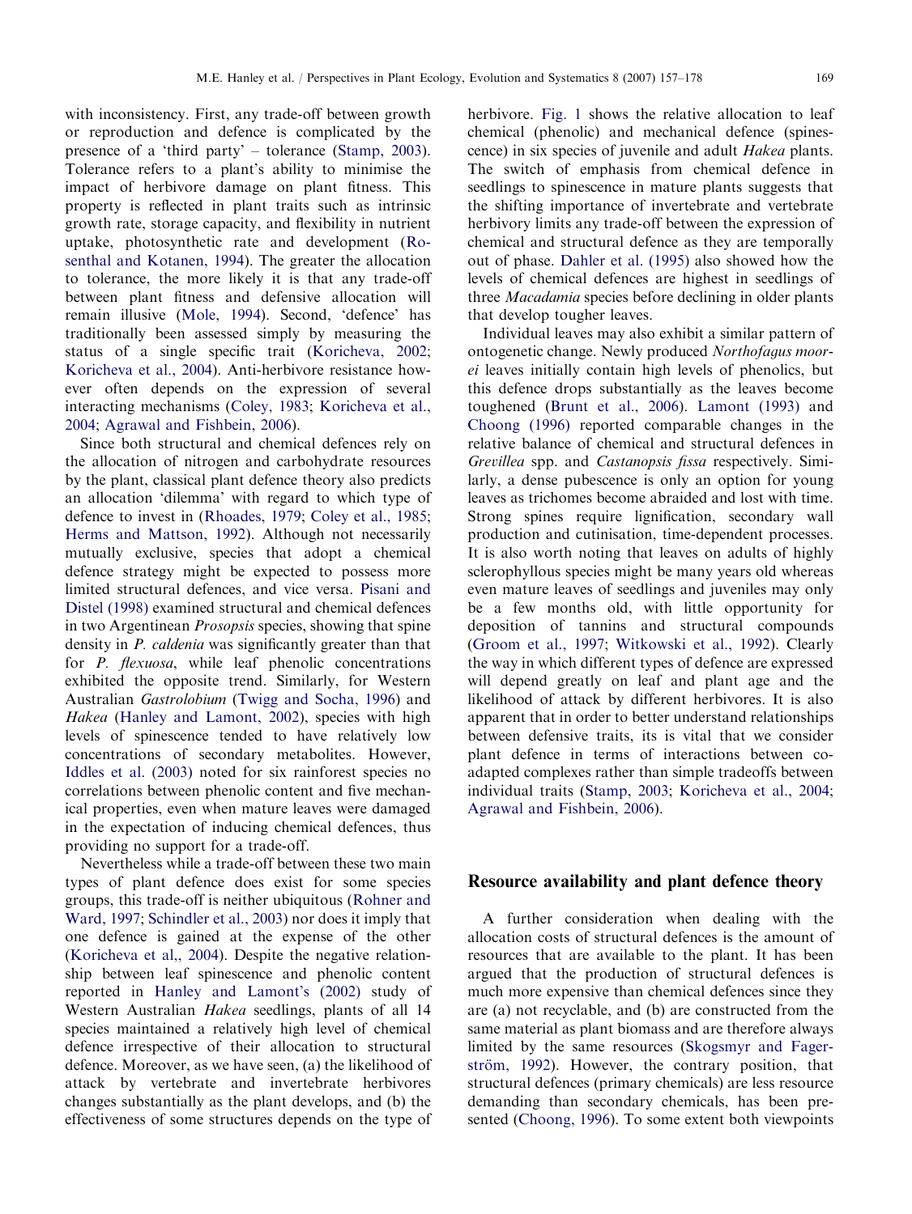with inconsistency. First, any trade-off between growth or reproduction and defence is complicated by the presence of a 'third party' – tolerance (Stamp, 2003). Tolerance refers to a plant's ability to minimise the impact of herbivore damage on plant fitness. This property is reflected in plant traits such as intrinsic growth rate, storage capacity, and flexibility in nutrient uptake, photosynthetic rate and development (Rosenthal and Kotanen, 1994). The greater the allocation to tolerance, the more likely it is that any trade-off between plant fitness and defensive allocation will remain illusive (Mole, 1994). Second, 'defence' has traditionally been assessed simply by measuring the status of a single specific trait (Koricheva, 2002; Koricheva et al., 2004). Anti-herbivore resistance however often depends on the expression of several interacting mechanisms (Coley, 1983; Koricheva et al., 2004; Agrawal and Fishbein, 2006).

Since both structural and chemical defences rely on the allocation of nitrogen and carbohydrate resources by the plant, classical plant defence theory also predicts an allocation 'dilemma' with regard to which type of defence to invest in (Rhoades, 1979; Coley et al., 1985; Herms and Mattson, 1992). Although not necessarily mutually exclusive, species that adopt a chemical defence strategy might be expected to possess more limited structural defences, and vice versa. Pisani and Distel (1998) examined structural and chemical defences in two Argentinean *Prosopis* species, showing that spine density in *P. caldenia* was significantly greater than that for *P. flexuosa*, while leaf phenolic concentrations exhibited the opposite trend. Similarly, for Western Australian *Gastrolobium* (Twigg and Socha, 1996) and *Hakea* (Hanley and Lamont, 2002), species with high levels of spinescence tended to have relatively low concentrations of secondary metabolites. However, Iddles et al. (2003) noted for six rainforest species no correlations between phenolic content and five mechanical properties, even when mature leaves were damaged in the expectation of inducing chemical defences, thus providing no support for a trade-off.

Nevertheless while a trade-off between these two main types of plant defence does exist for some species groups, this trade-off is neither ubiquitous (Rohner and Ward, 1997; Schindler et al., 2003) nor does it imply that one defence is gained at the expense of the other (Koricheva et al., 2004). Despite the negative relationship between leaf spinescence and phenolic content reported in Hanley and Lamont's (2002) study of Western Australian *Hakea* seedlings, plants of all 14 species maintained a relatively high level of chemical defence irrespective of their allocation to structural defence. Moreover, as we have seen, (a) the likelihood of attack by vertebrate and invertebrate herbivores changes substantially as the plant develops, and (b) the effectiveness of some structures depends on the type of herbivore. Fig. 1 shows the relative allocation to leaf chemical (phenolic) and mechanical defence (spinescence) in six species of juvenile and adult *Hakea* plants. The switch of emphasis from chemical defence in seedlings to spinescence in mature plants suggests that the shifting importance of invertebrate and vertebrate herbivory limits any trade-off between the expression of chemical and structural defence as they are temporally out of phase. Dahler et al. (1995) also showed how the levels of chemical defences are highest in seedlings of three *Macadamia* species before declining in older plants that develop tougher leaves.

Individual leaves may also exhibit a similar pattern of ontogenetic change. Newly produced *Northofagus moorei* leaves initially contain high levels of phenolics, but this defence drops substantially as the leaves become toughened (Brunt et al., 2006). Lamont (1993) and Choong (1996) reported comparable changes in the relative balance of chemical and structural defences in *Grevillea* spp. and *Castanopsis fissa* respectively. Similarly, a dense pubescence is only an option for young leaves as trichomes become abraided and lost with time. Strong spines require lignification, secondary wall production and cutinisation, time-dependent processes. It is also worth noting that leaves on adults of highly sclerophyllous species might be many years old whereas even mature leaves of seedlings and juveniles may only be a few months old, with little opportunity for deposition of tannins and structural compounds (Groom et al., 1997; Witkowski et al., 1992). Clearly the way in which different types of defence are expressed will depend greatly on leaf and plant age and the likelihood of attack by different herbivores. It is also apparent that in order to better understand relationships between defensive traits, its is vital that we consider plant defence in terms of interactions between co-adapted complexes rather than simple tradeoffs between individual traits (Stamp, 2003; Koricheva et al., 2004; Agrawal and Fishbein, 2006).

## Resource availability and plant defence theory

A further consideration when dealing with the allocation costs of structural defences is the amount of resources that are available to the plant. It has been argued that the production of structural defences is much more expensive than chemical defences since they are (a) not recyclable, and (b) are constructed from the same material as plant biomass and are therefore always limited by the same resources (Skogsmyr and Fagerström, 1992). However, the contrary position, that structural defences (primary chemicals) are less resource demanding than secondary chemicals, has been presented (Choong, 1996). To some extent both viewpoints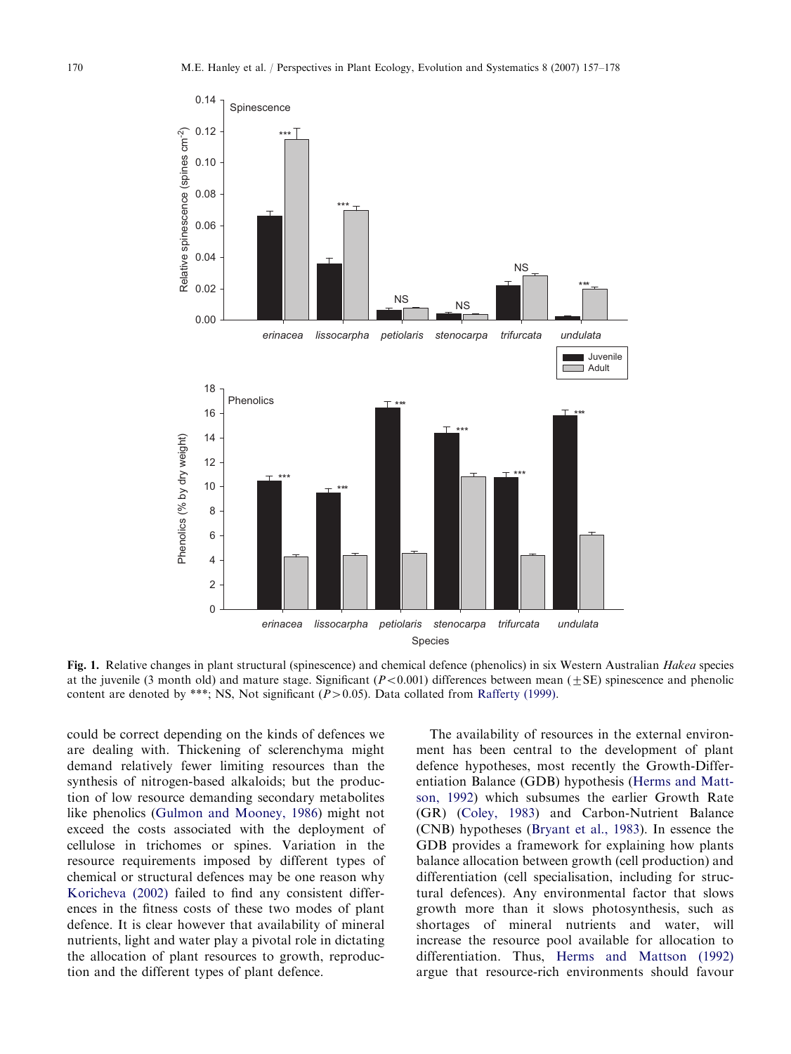Fig. 1. Relative changes in plant structural (spinescence) and chemical defence (phenolics) in six Western Australian *Hakea* species at the juvenile (3 month old) and mature stage. Significant ($P<0.001$) differences between mean ($\pm$SE) spinescence and phenolic content are denoted by ***; NS, Not significant ($P>0.05$). Data collated from Rafferty (1999).

could be correct depending on the kinds of defences we are dealing with. Thickening of sclerenchyma might demand relatively fewer limiting resources than the synthesis of nitrogen-based alkaloids; but the production of low resource demanding secondary metabolites like phenolics (Gulmon and Mooney, 1986) might not exceed the costs associated with the deployment of cellulose in trichomes or spines. Variation in the resource requirements imposed by different types of chemical or structural defences may be one reason why Koricheva (2002) failed to find any consistent differences in the fitness costs of these two modes of plant defence. It is clear however that availability of mineral nutrients, light and water play a pivotal role in dictating the allocation of plant resources to growth, reproduction and the different types of plant defence.

The availability of resources in the external environment has been central to the development of plant defence hypotheses, most recently the Growth-Differentiation Balance (GDB) hypothesis (Herms and Mattson, 1992) which subsumes the earlier Growth Rate (GR) (Coley, 1983) and Carbon-Nutrient Balance (CNB) hypotheses (Bryant et al., 1983). In essence the GDB provides a framework for explaining how plants balance allocation between growth (cell production) and differentiation (cell specialisation, including for structural defences). Any environmental factor that slows growth more than it slows photosynthesis, such as shortages of mineral nutrients and water, will increase the resource pool available for allocation to differentiation. Thus, Herms and Mattson (1992) argue that resource-rich environments should favour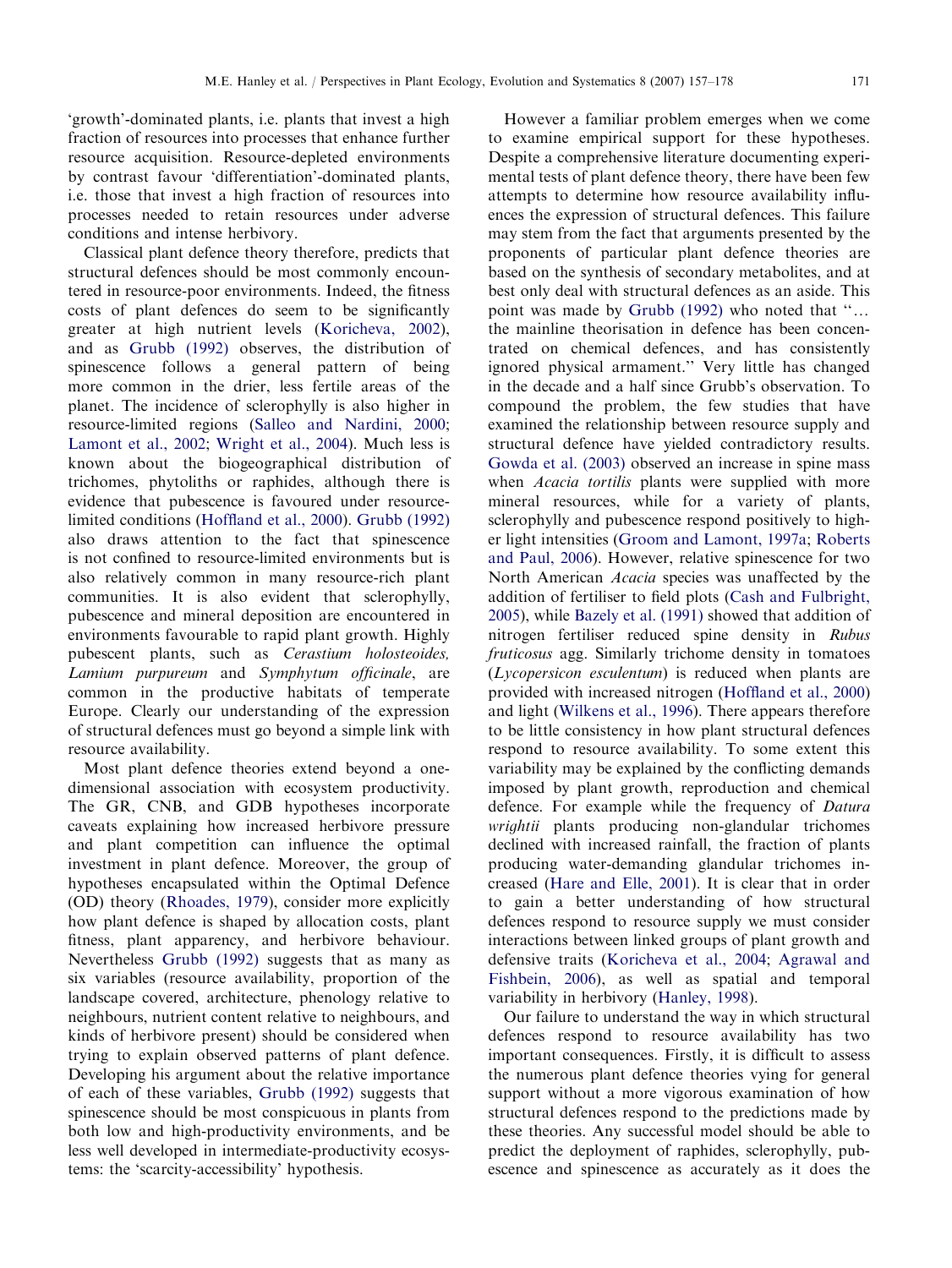'growth'-dominated plants, i.e. plants that invest a high fraction of resources into processes that enhance further resource acquisition. Resource-depleted environments by contrast favour 'differentiation'-dominated plants, i.e. those that invest a high fraction of resources into processes needed to retain resources under adverse conditions and intense herbivory.

Classical plant defence theory therefore, predicts that structural defences should be most commonly encountered in resource-poor environments. Indeed, the fitness costs of plant defences do seem to be significantly greater at high nutrient levels (Koricheva, 2002), and as Grubb (1992) observes, the distribution of spinescence follows a general pattern of being more common in the drier, less fertile areas of the planet. The incidence of sclerophylly is also higher in resource-limited regions (Salleo and Nardini, 2000; Lamont et al., 2002; Wright et al., 2004). Much less is known about the biogeographical distribution of trichomes, phytoliths or raphides, although there is evidence that pubescence is favoured under resource-limited conditions (Hoffland et al., 2000). Grubb (1992) also draws attention to the fact that spinescence is not confined to resource-limited environments but is also relatively common in many resource-rich plant communities. It is also evident that sclerophylly, pubescence and mineral deposition are encountered in environments favourable to rapid plant growth. Highly pubescent plants, such as *Cerastium holosteoides, Lamium purpureum* and *Symphytum officinale*, are common in the productive habitats of temperate Europe. Clearly our understanding of the expression of structural defences must go beyond a simple link with resource availability.

Most plant defence theories extend beyond a one-dimensional association with ecosystem productivity. The GR, CNB, and GDB hypotheses incorporate caveats explaining how increased herbivore pressure and plant competition can influence the optimal investment in plant defence. Moreover, the group of hypotheses encapsulated within the Optimal Defence (OD) theory (Rhoades, 1979), consider more explicitly how plant defence is shaped by allocation costs, plant fitness, plant apparency, and herbivore behaviour. Nevertheless Grubb (1992) suggests that as many as six variables (resource availability, proportion of the landscape covered, architecture, phenology relative to neighbours, nutrient content relative to neighbours, and kinds of herbivore present) should be considered when trying to explain observed patterns of plant defence. Developing his argument about the relative importance of each of these variables, Grubb (1992) suggests that spinescence should be most conspicuous in plants from both low and high-productivity environments, and be less well developed in intermediate-productivity ecosystems: the 'scarcity-accessibility' hypothesis.

However a familiar problem emerges when we come to examine empirical support for these hypotheses. Despite a comprehensive literature documenting experimental tests of plant defence theory, there have been few attempts to determine how resource availability influences the expression of structural defences. This failure may stem from the fact that arguments presented by the proponents of particular plant defence theories are based on the synthesis of secondary metabolites, and at best only deal with structural defences as an aside. This point was made by Grubb (1992) who noted that "… the mainline theorisation in defence has been concentrated on chemical defences, and has consistently ignored physical armament." Very little has changed in the decade and a half since Grubb's observation. To compound the problem, the few studies that have examined the relationship between resource supply and structural defence have yielded contradictory results. Gowda et al. (2003) observed an increase in spine mass when *Acacia tortilis* plants were supplied with more mineral resources, while for a variety of plants, sclerophylly and pubescence respond positively to higher light intensities (Groom and Lamont, 1997a; Roberts and Paul, 2006). However, relative spinescence for two North American *Acacia* species was unaffected by the addition of fertiliser to field plots (Cash and Fulbright, 2005), while Bazely et al. (1991) showed that addition of nitrogen fertiliser reduced spine density in *Rubus fruticosus* agg. Similarly trichome density in tomatoes (*Lycopersicon esculentum*) is reduced when plants are provided with increased nitrogen (Hoffland et al., 2000) and light (Wilkens et al., 1996). There appears therefore to be little consistency in how plant structural defences respond to resource availability. To some extent this variability may be explained by the conflicting demands imposed by plant growth, reproduction and chemical defence. For example while the frequency of *Datura wrightii* plants producing non-glandular trichomes declined with increased rainfall, the fraction of plants producing water-demanding glandular trichomes increased (Hare and Elle, 2001). It is clear that in order to gain a better understanding of how structural defences respond to resource supply we must consider interactions between linked groups of plant growth and defensive traits (Koricheva et al., 2004; Agrawal and Fishbein, 2006), as well as spatial and temporal variability in herbivory (Hanley, 1998).

Our failure to understand the way in which structural defences respond to resource availability has two important consequences. Firstly, it is difficult to assess the numerous plant defence theories vying for general support without a more vigorous examination of how structural defences respond to the predictions made by these theories. Any successful model should be able to predict the deployment of raphides, sclerophylly, pubescence and spinescence as accurately as it does the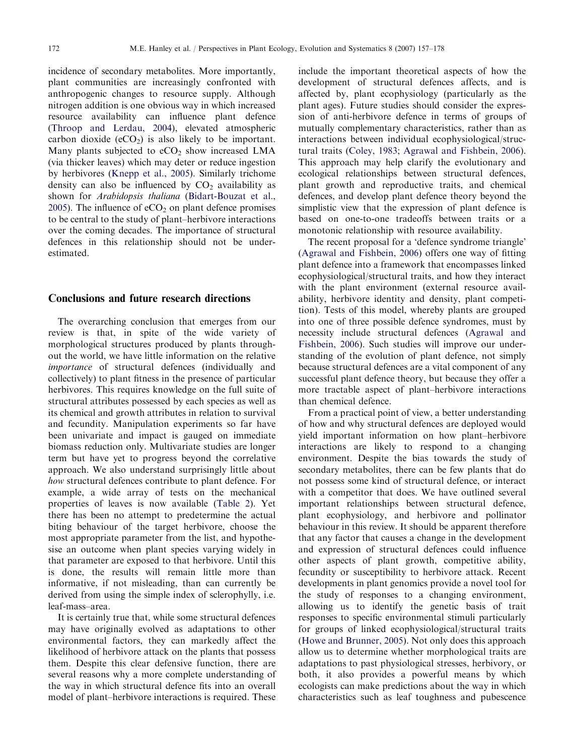incidence of secondary metabolites. More importantly, plant communities are increasingly confronted with anthropogenic changes to resource supply. Although nitrogen addition is one obvious way in which increased resource availability can influence plant defence (Throop and Lerdau, 2004), elevated atmospheric carbon dioxide ($eCO_2$) is also likely to be important. Many plants subjected to $eCO_2$ show increased LMA (via thicker leaves) which may deter or reduce ingestion by herbivores (Knepp et al., 2005). Similarly trichome density can also be influenced by $CO_2$ availability as shown for *Arabidopsis thaliana* (Bidart-Bouzat et al., 2005). The influence of $eCO_2$ on plant defence promises to be central to the study of plant–herbivore interactions over the coming decades. The importance of structural defences in this relationship should not be underestimated.

## Conclusions and future research directions

The overarching conclusion that emerges from our review is that, in spite of the wide variety of morphological structures produced by plants throughout the world, we have little information on the relative *importance* of structural defences (individually and collectively) to plant fitness in the presence of particular herbivores. This requires knowledge on the full suite of structural attributes possessed by each species as well as its chemical and growth attributes in relation to survival and fecundity. Manipulation experiments so far have been univariate and impact is gauged on immediate biomass reduction only. Multivariate studies are longer term but have yet to progress beyond the correlative approach. We also understand surprisingly little about *how* structural defences contribute to plant defence. For example, a wide array of tests on the mechanical properties of leaves is now available (Table 2). Yet there has been no attempt to predetermine the actual biting behaviour of the target herbivore, choose the most appropriate parameter from the list, and hypothesise an outcome when plant species varying widely in that parameter are exposed to that herbivore. Until this is done, the results will remain little more than informative, if not misleading, than can currently be derived from using the simple index of sclerophylly, i.e. leaf-mass–area.

It is certainly true that, while some structural defences may have originally evolved as adaptations to other environmental factors, they can markedly affect the likelihood of herbivore attack on the plants that possess them. Despite this clear defensive function, there are several reasons why a more complete understanding of the way in which structural defence fits into an overall model of plant–herbivore interactions is required. These include the important theoretical aspects of how the development of structural defences affects, and is affected by, plant ecophysiology (particularly as the plant ages). Future studies should consider the expression of anti-herbivore defence in terms of groups of mutually complementary characteristics, rather than as interactions between individual ecophysiological/structural traits (Coley, 1983; Agrawal and Fishbein, 2006). This approach may help clarify the evolutionary and ecological relationships between structural defences, plant growth and reproductive traits, and chemical defences, and develop plant defence theory beyond the simplistic view that the expression of plant defence is based on one-to-one tradeoffs between traits or a monotonic relationship with resource availability.

The recent proposal for a 'defence syndrome triangle' (Agrawal and Fishbein, 2006) offers one way of fitting plant defence into a framework that encompasses linked ecophysiological/structural traits, and how they interact with the plant environment (external resource availability, herbivore identity and density, plant competition). Tests of this model, whereby plants are grouped into one of three possible defence syndromes, must by necessity include structural defences (Agrawal and Fishbein, 2006). Such studies will improve our understanding of the evolution of plant defence, not simply because structural defences are a vital component of any successful plant defence theory, but because they offer a more tractable aspect of plant–herbivore interactions than chemical defence.

From a practical point of view, a better understanding of how and why structural defences are deployed would yield important information on how plant–herbivore interactions are likely to respond to a changing environment. Despite the bias towards the study of secondary metabolites, there can be few plants that do not possess some kind of structural defence, or interact with a competitor that does. We have outlined several important relationships between structural defence, plant ecophysiology, and herbivore and pollinator behaviour in this review. It should be apparent therefore that any factor that causes a change in the development and expression of structural defences could influence other aspects of plant growth, competitive ability, fecundity or susceptibility to herbivore attack. Recent developments in plant genomics provide a novel tool for the study of responses to a changing environment, allowing us to identify the genetic basis of trait responses to specific environmental stimuli particularly for groups of linked ecophysiological/structural traits (Howe and Brunner, 2005). Not only does this approach allow us to determine whether morphological traits are adaptations to past physiological stresses, herbivory, or both, it also provides a powerful means by which ecologists can make predictions about the way in which characteristics such as leaf toughness and pubescence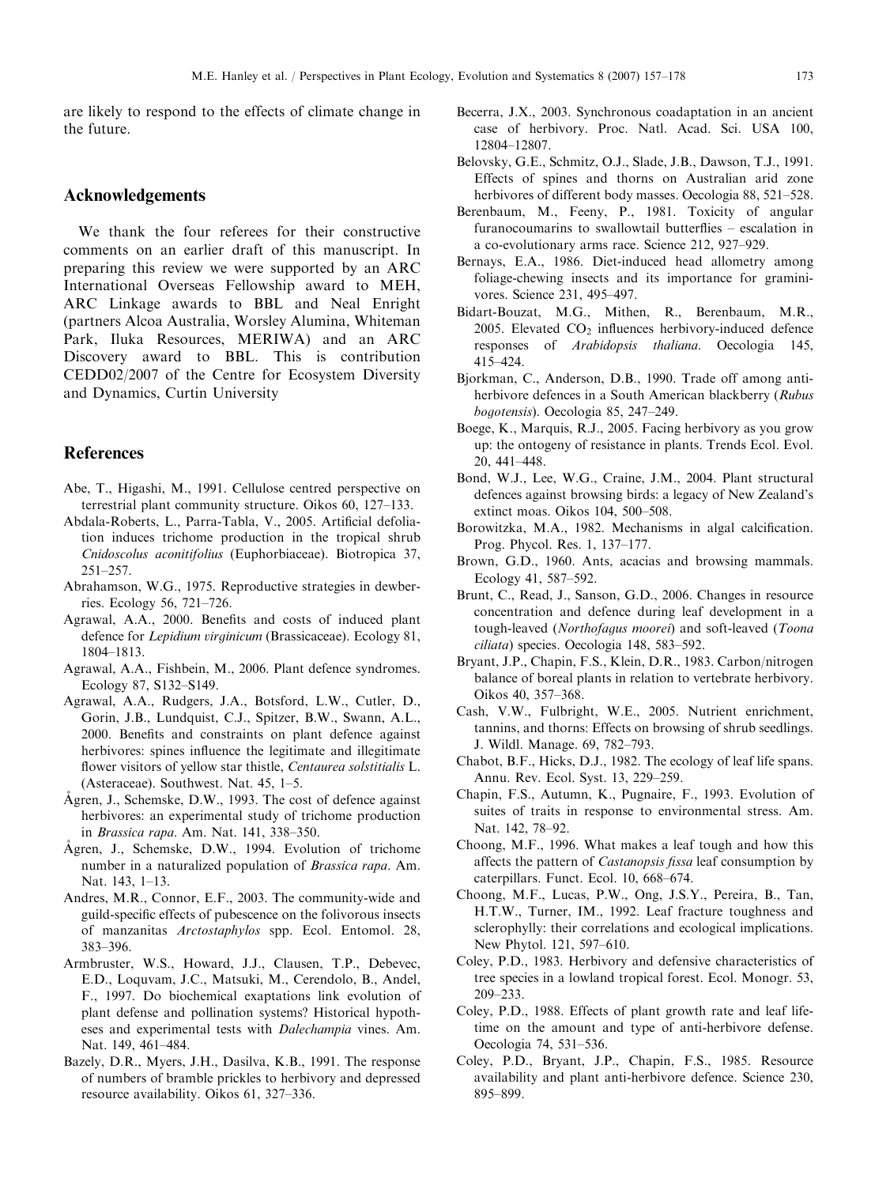are likely to respond to the effects of climate change in the future.

## Acknowledgements

We thank the four referees for their constructive comments on an earlier draft of this manuscript. In preparing this review we were supported by an ARC International Overseas Fellowship award to MEH, ARC Linkage awards to BBL and Neal Enright (partners Alcoa Australia, Worsley Alumina, Whiteman Park, Iluka Resources, MERIWA) and an ARC Discovery award to BBL. This is contribution CEDD02/2007 of the Centre for Ecosystem Diversity and Dynamics, Curtin University

## References

Abe, T., Higashi, M., 1991. Cellulose centred perspective on terrestrial plant community structure. Oikos 60, 127–133.

Abdala-Roberts, L., Parra-Tabla, V., 2005. Artificial defoliation induces trichome production in the tropical shrub *Cnidoscolus aconitifolius* (Euphorbiaceae). Biotropica 37, 251–257.

Abrahamson, W.G., 1975. Reproductive strategies in dewberries. Ecology 56, 721–726.

Agrawal, A.A., 2000. Benefits and costs of induced plant defence for *Lepidium virginicum* (Brassicaceae). Ecology 81, 1804–1813.

Agrawal, A.A., Fishbein, M., 2006. Plant defence syndromes. Ecology 87, S132–S149.

Agrawal, A.A., Rudgers, J.A., Botsford, L.W., Cutler, D., Gorin, J.B., Lundquist, C.J., Spitzer, B.W., Swann, A.L., 2000. Benefits and constraints on plant defence against herbivores: spines influence the legitimate and illegitimate flower visitors of yellow star thistle, *Centaurea solstitialis* L. (Asteraceae). Southwest. Nat. 45, 1–5.

Ågren, J., Schemske, D.W., 1993. The cost of defence against herbivores: an experimental study of trichome production in *Brassica rapa*. Am. Nat. 141, 338–350.

Ågren, J., Schemske, D.W., 1994. Evolution of trichome number in a naturalized population of *Brassica rapa*. Am. Nat. 143, 1–13.

Andres, M.R., Connor, E.F., 2003. The community-wide and guild-specific effects of pubescence on the folivorous insects of manzanitas *Arctostaphylos* spp. Ecol. Entomol. 28, 383–396.

Armbruster, W.S., Howard, J.J., Clausen, T.P., Debevec, E.D., Loquvam, J.C., Matsuki, M., Cerendolo, B., Andel, F., 1997. Do biochemical exaptations link evolution of plant defense and pollination systems? Historical hypotheses and experimental tests with *Dalechampia* vines. Am. Nat. 149, 461–484.

Bazely, D.R., Myers, J.H., Dasilva, K.B., 1991. The response of numbers of bramble prickles to herbivory and depressed resource availability. Oikos 61, 327–336.

Becerra, J.X., 2003. Synchronous coadaptation in an ancient case of herbivory. Proc. Natl. Acad. Sci. USA 100, 12804–12807.

Belovsky, G.E., Schmitz, O.J., Slade, J.B., Dawson, T.J., 1991. Effects of spines and thorns on Australian arid zone herbivores of different body masses. Oecologia 88, 521–528.

Berenbaum, M., Feeny, P., 1981. Toxicity of angular furanocoumarins to swallowtail butterflies – escalation in a co-evolutionary arms race. Science 212, 927–929.

Bernays, E.A., 1986. Diet-induced head allometry among foliage-chewing insects and its importance for graminivores. Science 231, 495–497.

Bidart-Bouzat, M.G., Mithen, R., Berenbaum, M.R., 2005. Elevated $CO_2$ influences herbivory-induced defence responses of *Arabidopsis thaliana*. Oecologia 145, 415–424.

Bjorkman, C., Anderson, D.B., 1990. Trade off among anti-herbivore defences in a South American blackberry (*Rubus bogotensis*). Oecologia 85, 247–249.

Boege, K., Marquis, R.J., 2005. Facing herbivory as you grow up: the ontogeny of resistance in plants. Trends Ecol. Evol. 20, 441–448.

Bond, W.J., Lee, W.G., Craine, J.M., 2004. Plant structural defences against browsing birds: a legacy of New Zealand's extinct moas. Oikos 104, 500–508.

Borowitzka, M.A., 1982. Mechanisms in algal calcification. Prog. Phycol. Res. 1, 137–177.

Brown, G.D., 1960. Ants, acacias and browsing mammals. Ecology 41, 587–592.

Brunt, C., Read, J., Sanson, G.D., 2006. Changes in resource concentration and defence during leaf development in a tough-leaved (*Northofagus moorei*) and soft-leaved (*Toona ciliata*) species. Oecologia 148, 583–592.

Bryant, J.P., Chapin, F.S., Klein, D.R., 1983. Carbon/nitrogen balance of boreal plants in relation to vertebrate herbivory. Oikos 40, 357–368.

Cash, V.W., Fulbright, W.E., 2005. Nutrient enrichment, tannins, and thorns: Effects on browsing of shrub seedlings. J. Wildl. Manage. 69, 782–793.

Chabot, B.F., Hicks, D.J., 1982. The ecology of leaf life spans. Annu. Rev. Ecol. Syst. 13, 229–259.

Chapin, F.S., Autumn, K., Pugnaire, F., 1993. Evolution of suites of traits in response to environmental stress. Am. Nat. 142, 78–92.

Choong, M.F., 1996. What makes a leaf tough and how this affects the pattern of *Castanopsis fissa* leaf consumption by caterpillars. Funct. Ecol. 10, 668–674.

Choong, M.F., Lucas, P.W., Ong, J.S.Y., Pereira, B., Tan, H.T.W., Turner, I.M., 1992. Leaf fracture toughness and sclerophylly: their correlations and ecological implications. New Phytol. 121, 597–610.

Coley, P.D., 1983. Herbivory and defensive characteristics of tree species in a lowland tropical forest. Ecol. Monogr. 53, 209–233.

Coley, P.D., 1988. Effects of plant growth rate and leaf lifetime on the amount and type of anti-herbivore defense. Oecologia 74, 531–536.

Coley, P.D., Bryant, J.P., Chapin, F.S., 1985. Resource availability and plant anti-herbivore defence. Science 230, 895–899.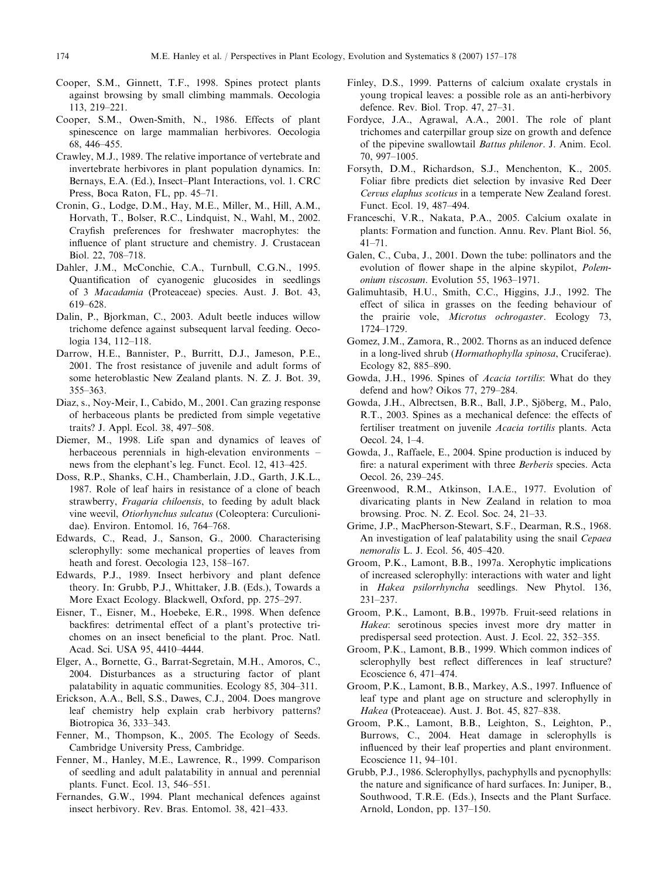Cooper, S.M., Ginnett, T.F., 1998. Spines protect plants against browsing by small climbing mammals. Oecologia 113, 219–221.

Cooper, S.M., Owen-Smith, N., 1986. Effects of plant spinescence on large mammalian herbivores. Oecologia 68, 446–455.

Crawley, M.J., 1989. The relative importance of vertebrate and invertebrate herbivores in plant population dynamics. In: Bernays, E.A. (Ed.), Insect–Plant Interactions, vol. 1. CRC Press, Boca Raton, FL, pp. 45–71.

Cronin, G., Lodge, D.M., Hay, M.E., Miller, M., Hill, A.M., Horvath, T., Bolser, R.C., Lindquist, N., Wahl, M., 2002. Crayfish preferences for freshwater macrophytes: the influence of plant structure and chemistry. J. Crustacean Biol. 22, 708–718.

Dahler, J.M., McConchie, C.A., Turnbull, C.G.N., 1995. Quantification of cyanogenic glucosides in seedlings of 3 *Macadamia* (Proteaceae) species. Aust. J. Bot. 43, 619–628.

Dalin, P., Bjorkman, C., 2003. Adult beetle induces willow trichome defence against subsequent larval feeding. Oecologia 134, 112–118.

Darrow, H.E., Bannister, P., Burritt, D.J., Jameson, P.E., 2001. The frost resistance of juvenile and adult forms of some heteroblastic New Zealand plants. N. Z. J. Bot. 39, 355–363.

Diaz, s., Noy-Meir, I., Cabido, M., 2001. Can grazing response of herbaceous plants be predicted from simple vegetative traits? J. Appl. Ecol. 38, 497–508.

Diemer, M., 1998. Life span and dynamics of leaves of herbaceous perennials in high-elevation environments – news from the elephant's leg. Funct. Ecol. 12, 413–425.

Doss, R.P., Shanks, C.H., Chamberlain, J.D., Garth, J.K.L., 1987. Role of leaf hairs in resistance of a clone of beach strawberry, *Fragaria chiloensis*, to feeding by adult black vine weevil, *Otiorhynchus sulcatus* (Coleoptera: Curculionidae). Environ. Entomol. 16, 764–768.

Edwards, C., Read, J., Sanson, G., 2000. Characterising sclerophylly: some mechanical properties of leaves from heath and forest. Oecologia 123, 158–167.

Edwards, P.J., 1989. Insect herbivory and plant defence theory. In: Grubb, P.J., Whittaker, J.B. (Eds.), Towards a More Exact Ecology. Blackwell, Oxford, pp. 275–297.

Eisner, T., Eisner, M., Hoebeke, E.R., 1998. When defence backfires: detrimental effect of a plant's protective trichomes on an insect beneficial to the plant. Proc. Natl. Acad. Sci. USA 95, 4410–4444.

Elger, A., Bornette, G., Barrat-Segretain, M.H., Amoros, C., 2004. Disturbances as a structuring factor of plant palatability in aquatic communities. Ecology 85, 304–311.

Erickson, A.A., Bell, S.S., Dawes, C.J., 2004. Does mangrove leaf chemistry help explain crab herbivory patterns? Biotropica 36, 333–343.

Fenner, M., Thompson, K., 2005. The Ecology of Seeds. Cambridge University Press, Cambridge.

Fenner, M., Hanley, M.E., Lawrence, R., 1999. Comparison of seedling and adult palatability in annual and perennial plants. Funct. Ecol. 13, 546–551.

Fernandes, G.W., 1994. Plant mechanical defences against insect herbivory. Rev. Bras. Entomol. 38, 421–433.

Finley, D.S., 1999. Patterns of calcium oxalate crystals in young tropical leaves: a possible role as an anti-herbivory defence. Rev. Biol. Trop. 47, 27–31.

Fordyce, J.A., Agrawal, A.A., 2001. The role of plant trichomes and caterpillar group size on growth and defence of the pipevine swallowtail *Battus philenor*. J. Anim. Ecol. 70, 997–1005.

Forsyth, D.M., Richardson, S.J., Menchenton, K., 2005. Foliar fibre predicts diet selection by invasive Red Deer *Cervus elaphus scoticus* in a temperate New Zealand forest. Funct. Ecol. 19, 487–494.

Franceschi, V.R., Nakata, P.A., 2005. Calcium oxalate in plants: Formation and function. Annu. Rev. Plant Biol. 56, 41–71.

Galen, C., Cuba, J., 2001. Down the tube: pollinators and the evolution of flower shape in the alpine skypilot, *Polemonium viscosum*. Evolution 55, 1963–1971.

Galimuhtasib, H.U., Smith, C.C., Higgins, J.J., 1992. The effect of silica in grasses on the feeding behaviour of the prairie vole, *Microtus ochrogaster*. Ecology 73, 1724–1729.

Gomez, J.M., Zamora, R., 2002. Thorns as an induced defence in a long-lived shrub (*Hormathophylla spinosa*, Cruciferae). Ecology 82, 885–890.

Gowda, J.H., 1996. Spines of *Acacia tortilis*: What do they defend and how? Oikos 77, 279–284.

Gowda, J.H., Albrectsen, B.R., Ball, J.P., Sjöberg, M., Palo, R.T., 2003. Spines as a mechanical defence: the effects of fertiliser treatment on juvenile *Acacia tortilis* plants. Acta Oecol. 24, 1–4.

Gowda, J., Raffaele, E., 2004. Spine production is induced by fire: a natural experiment with three *Berberis* species. Acta Oecol. 26, 239–245.

Greenwood, R.M., Atkinson, I.A.E., 1977. Evolution of divaricating plants in New Zealand in relation to moa browsing. Proc. N. Z. Ecol. Soc. 24, 21–33.

Grime, J.P., MacPherson-Stewart, S.F., Dearman, R.S., 1968. An investigation of leaf palatability using the snail *Cepaea nemoralis* L. J. Ecol. 56, 405–420.

Groom, P.K., Lamont, B.B., 1997a. Xerophytic implications of increased sclerophylly: interactions with water and light in *Hakea psilorrhyncha* seedlings. New Phytol. 136, 231–237.

Groom, P.K., Lamont, B.B., 1997b. Fruit-seed relations in *Hakea*: serotinous species invest more dry matter in predispersal seed protection. Aust. J. Ecol. 22, 352–355.

Groom, P.K., Lamont, B.B., 1999. Which common indices of sclerophylly best reflect differences in leaf structure? Ecoscience 6, 471–474.

Groom, P.K., Lamont, B.B., Markey, A.S., 1997. Influence of leaf type and plant age on structure and sclerophylly in *Hakea* (Proteaceae). Aust. J. Bot. 45, 827–838.

Groom, P.K., Lamont, B.B., Leighton, S., Leighton, P., Burrows, C., 2004. Heat damage in sclerophylls is influenced by their leaf properties and plant environment. Ecoscience 11, 94–101.

Grubb, P.J., 1986. Sclerophyllys, pachyphylls and pycnophylls: the nature and significance of hard surfaces. In: Juniper, B., Southwood, T.R.E. (Eds.), Insects and the Plant Surface. Arnold, London, pp. 137–150.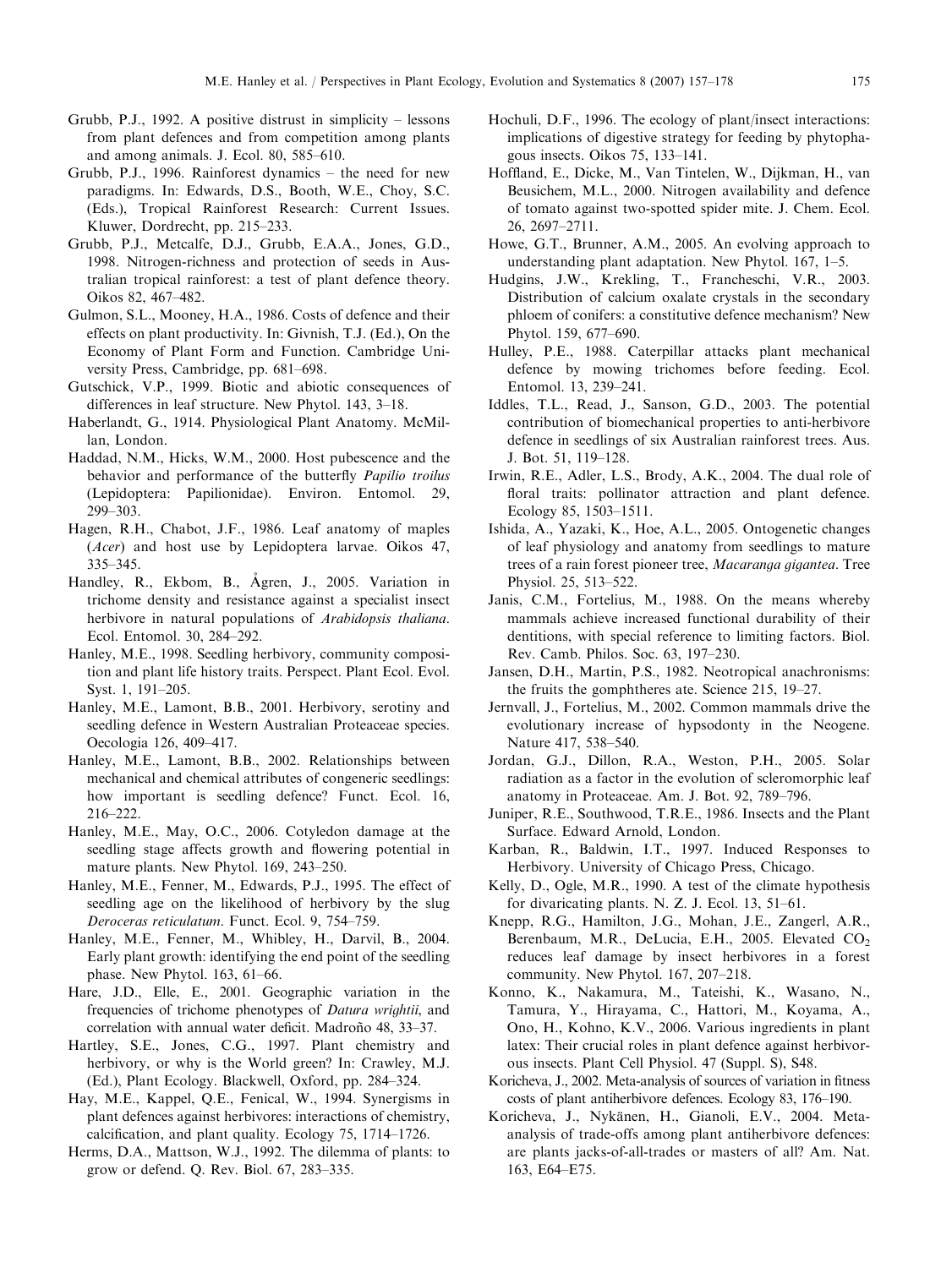Grubb, P.J., 1992. A positive distrust in simplicity – lessons from plant defences and from competition among plants and among animals. J. Ecol. 80, 585–610.

Grubb, P.J., 1996. Rainforest dynamics – the need for new paradigms. In: Edwards, D.S., Booth, W.E., Choy, S.C. (Eds.), Tropical Rainforest Research: Current Issues. Kluwer, Dordrecht, pp. 215–233.

Grubb, P.J., Metcalfe, D.J., Grubb, E.A.A., Jones, G.D., 1998. Nitrogen-richness and protection of seeds in Australian tropical rainforest: a test of plant defence theory. Oikos 82, 467–482.

Gulmon, S.L., Mooney, H.A., 1986. Costs of defence and their effects on plant productivity. In: Givnish, T.J. (Ed.), On the Economy of Plant Form and Function. Cambridge University Press, Cambridge, pp. 681–698.

Gutschick, V.P., 1999. Biotic and abiotic consequences of differences in leaf structure. New Phytol. 143, 3–18.

Haberlandt, G., 1914. Physiological Plant Anatomy. McMillan, London.

Haddad, N.M., Hicks, W.M., 2000. Host pubescence and the behavior and performance of the butterfly *Papilio troilus* (Lepidoptera: Papilionidae). Environ. Entomol. 29, 299–303.

Hagen, R.H., Chabot, J.F., 1986. Leaf anatomy of maples (*Acer*) and host use by Lepidoptera larvae. Oikos 47, 335–345.

Handley, R., Ekbom, B., Ågren, J., 2005. Variation in trichome density and resistance against a specialist insect herbivore in natural populations of *Arabidopsis thaliana*. Ecol. Entomol. 30, 284–292.

Hanley, M.E., 1998. Seedling herbivory, community composition and plant life history traits. Perspect. Plant Ecol. Evol. Syst. 1, 191–205.

Hanley, M.E., Lamont, B.B., 2001. Herbivory, serotiny and seedling defence in Western Australian Proteaceae species. Oecologia 126, 409–417.

Hanley, M.E., Lamont, B.B., 2002. Relationships between mechanical and chemical attributes of congeneric seedlings: how important is seedling defence? Funct. Ecol. 16, 216–222.

Hanley, M.E., May, O.C., 2006. Cotyledon damage at the seedling stage affects growth and flowering potential in mature plants. New Phytol. 169, 243–250.

Hanley, M.E., Fenner, M., Edwards, P.J., 1995. The effect of seedling age on the likelihood of herbivory by the slug *Deroceras reticulatum*. Funct. Ecol. 9, 754–759.

Hanley, M.E., Fenner, M., Whibley, H., Darvil, B., 2004. Early plant growth: identifying the end point of the seedling phase. New Phytol. 163, 61–66.

Hare, J.D., Elle, E., 2001. Geographic variation in the frequencies of trichome phenotypes of *Datura wrightii*, and correlation with annual water deficit. Madroño 48, 33–37.

Hartley, S.E., Jones, C.G., 1997. Plant chemistry and herbivory, or why is the World green? In: Crawley, M.J. (Ed.), Plant Ecology. Blackwell, Oxford, pp. 284–324.

Hay, M.E., Kappel, Q.E., Fenical, W., 1994. Synergisms in plant defences against herbivores: interactions of chemistry, calcification, and plant quality. Ecology 75, 1714–1726.

Herms, D.A., Mattson, W.J., 1992. The dilemma of plants: to grow or defend. Q. Rev. Biol. 67, 283–335.

Hochuli, D.F., 1996. The ecology of plant/insect interactions: implications of digestive strategy for feeding by phytophagous insects. Oikos 75, 133–141.

Hoffland, E., Dicke, M., Van Tintelen, W., Dijkman, H., van Beusichem, M.L., 2000. Nitrogen availability and defence of tomato against two-spotted spider mite. J. Chem. Ecol. 26, 2697–2711.

Howe, G.T., Brunner, A.M., 2005. An evolving approach to understanding plant adaptation. New Phytol. 167, 1–5.

Hudgins, J.W., Krekling, T., Francheschi, V.R., 2003. Distribution of calcium oxalate crystals in the secondary phloem of conifers: a constitutive defence mechanism? New Phytol. 159, 677–690.

Hulley, P.E., 1988. Caterpillar attacks plant mechanical defence by mowing trichomes before feeding. Ecol. Entomol. 13, 239–241.

Iddles, T.L., Read, J., Sanson, G.D., 2003. The potential contribution of biomechanical properties to anti-herbivore defence in seedlings of six Australian rainforest trees. Aus. J. Bot. 51, 119–128.

Irwin, R.E., Adler, L.S., Brody, A.K., 2004. The dual role of floral traits: pollinator attraction and plant defence. Ecology 85, 1503–1511.

Ishida, A., Yazaki, K., Hoe, A.L., 2005. Ontogenetic changes of leaf physiology and anatomy from seedlings to mature trees of a rain forest pioneer tree, *Macaranga gigantea*. Tree Physiol. 25, 513–522.

Janis, C.M., Fortelius, M., 1988. On the means whereby mammals achieve increased functional durability of their dentitions, with special reference to limiting factors. Biol. Rev. Camb. Philos. Soc. 63, 197–230.

Jansen, D.H., Martin, P.S., 1982. Neotropical anachronisms: the fruits the gomphtheres ate. Science 215, 19–27.

Jernvall, J., Fortelius, M., 2002. Common mammals drive the evolutionary increase of hypsodonty in the Neogene. Nature 417, 538–540.

Jordan, G.J., Dillon, R.A., Weston, P.H., 2005. Solar radiation as a factor in the evolution of scleromorphic leaf anatomy in Proteaceae. Am. J. Bot. 92, 789–796.

Juniper, R.E., Southwood, T.R.E., 1986. Insects and the Plant Surface. Edward Arnold, London.

Karban, R., Baldwin, I.T., 1997. Induced Responses to Herbivory. University of Chicago Press, Chicago.

Kelly, D., Ogle, M.R., 1990. A test of the climate hypothesis for divaricating plants. N. Z. J. Ecol. 13, 51–61.

Knepp, R.G., Hamilton, J.G., Mohan, J.E., Zangerl, A.R., Berenbaum, M.R., DeLucia, E.H., 2005. Elevated $CO_2$ reduces leaf damage by insect herbivores in a forest community. New Phytol. 167, 207–218.

Konno, K., Nakamura, M., Tateishi, K., Wasano, N., Tamura, Y., Hirayama, C., Hattori, M., Koyama, A., Ono, H., Kohno, K.V., 2006. Various ingredients in plant latex: Their crucial roles in plant defence against herbivorous insects. Plant Cell Physiol. 47 (Suppl. S), S48.

Koricheva, J., 2002. Meta-analysis of sources of variation in fitness costs of plant antiherbivore defences. Ecology 83, 176–190.

Koricheva, J., Nykänen, H., Gianoli, E.V., 2004. Meta-analysis of trade-offs among plant antiherbivore defences: are plants jacks-of-all-trades or masters of all? Am. Nat. 163, E64–E75.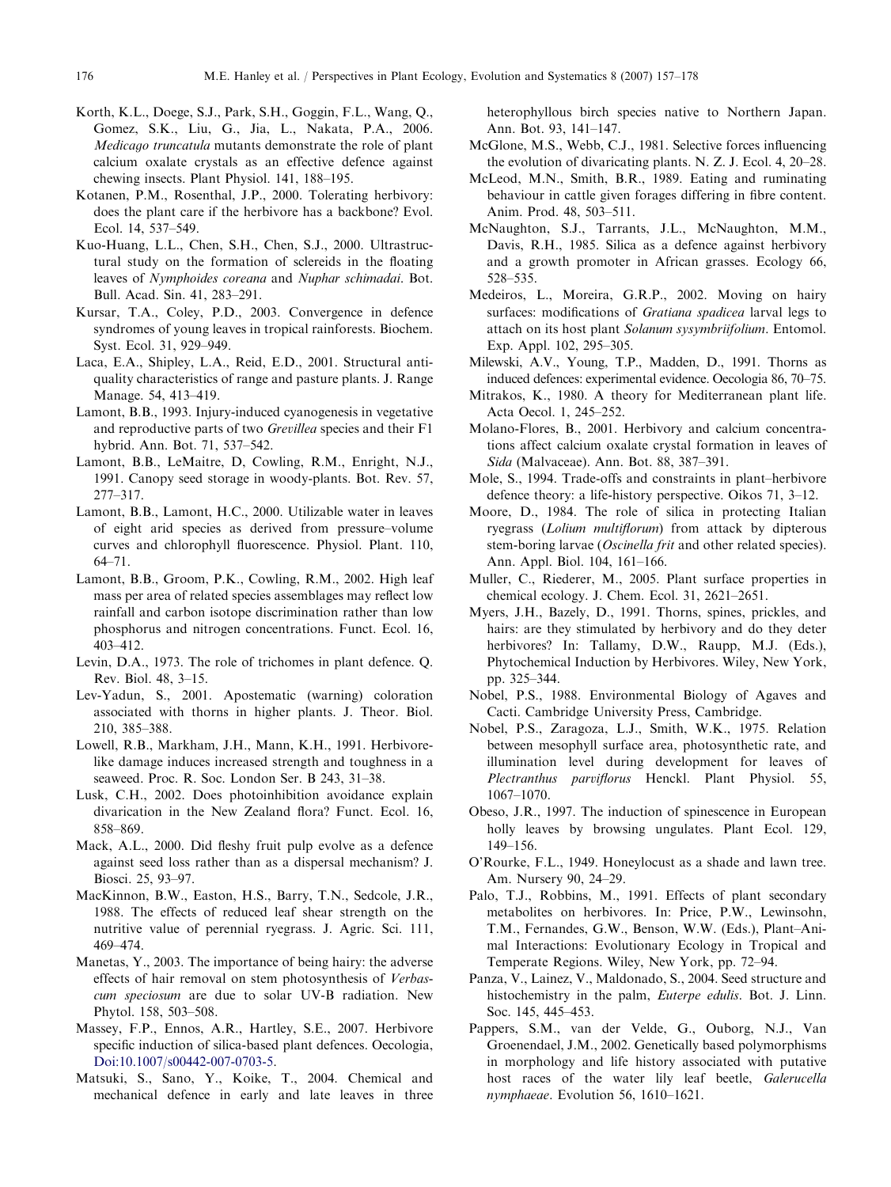Korth, K.L., Doege, S.J., Park, S.H., Goggin, F.L., Wang, Q., Gomez, S.K., Liu, G., Jia, L., Nakata, P.A., 2006. *Medicago truncatula* mutants demonstrate the role of plant calcium oxalate crystals as an effective defence against chewing insects. Plant Physiol. 141, 188–195.

Kotanen, P.M., Rosenthal, J.P., 2000. Tolerating herbivory: does the plant care if the herbivore has a backbone? Evol. Ecol. 14, 537–549.

Kuo-Huang, L.L., Chen, S.H., Chen, S.J., 2000. Ultrastructural study on the formation of sclereids in the floating leaves of *Nymphoides coreana* and *Nuphar schimadai*. Bot. Bull. Acad. Sin. 41, 283–291.

Kursar, T.A., Coley, P.D., 2003. Convergence in defence syndromes of young leaves in tropical rainforests. Biochem. Syst. Ecol. 31, 929–949.

Laca, E.A., Shipley, L.A., Reid, E.D., 2001. Structural antiquality characteristics of range and pasture plants. J. Range Manage. 54, 413–419.

Lamont, B.B., 1993. Injury-induced cyanogenesis in vegetative and reproductive parts of two *Grevillea* species and their F1 hybrid. Ann. Bot. 71, 537–542.

Lamont, B.B., LeMaitre, D, Cowling, R.M., Enright, N.J., 1991. Canopy seed storage in woody-plants. Bot. Rev. 57, 277–317.

Lamont, B.B., Lamont, H.C., 2000. Utilizable water in leaves of eight arid species as derived from pressure–volume curves and chlorophyll fluorescence. Physiol. Plant. 110, 64–71.

Lamont, B.B., Groom, P.K., Cowling, R.M., 2002. High leaf mass per area of related species assemblages may reflect low rainfall and carbon isotope discrimination rather than low phosphorus and nitrogen concentrations. Funct. Ecol. 16, 403–412.

Levin, D.A., 1973. The role of trichomes in plant defence. Q. Rev. Biol. 48, 3–15.

Lev-Yadun, S., 2001. Apostematic (warning) coloration associated with thorns in higher plants. J. Theor. Biol. 210, 385–388.

Lowell, R.B., Markham, J.H., Mann, K.H., 1991. Herbivore-like damage induces increased strength and toughness in a seaweed. Proc. R. Soc. London Ser. B 243, 31–38.

Lusk, C.H., 2002. Does photoinhibition avoidance explain divarication in the New Zealand flora? Funct. Ecol. 16, 858–869.

Mack, A.L., 2000. Did fleshy fruit pulp evolve as a defence against seed loss rather than as a dispersal mechanism? J. Biosci. 25, 93–97.

MacKinnon, B.W., Easton, H.S., Barry, T.N., Sedcole, J.R., 1988. The effects of reduced leaf shear strength on the nutritive value of perennial ryegrass. J. Agric. Sci. 111, 469–474.

Manetas, Y., 2003. The importance of being hairy: the adverse effects of hair removal on stem photosynthesis of *Verbascum speciosum* are due to solar UV-B radiation. New Phytol. 158, 503–508.

Massey, F.P., Ennos, A.R., Hartley, S.E., 2007. Herbivore specific induction of silica-based plant defences. Oecologia, Doi:10.1007/s00442-007-0703-5.

Matsuki, S., Sano, Y., Koike, T., 2004. Chemical and mechanical defence in early and late leaves in three heterophyllous birch species native to Northern Japan. Ann. Bot. 93, 141–147.

McGlone, M.S., Webb, C.J., 1981. Selective forces influencing the evolution of divaricating plants. N. Z. J. Ecol. 4, 20–28.

McLeod, M.N., Smith, B.R., 1989. Eating and ruminating behaviour in cattle given forages differing in fibre content. Anim. Prod. 48, 503–511.

McNaughton, S.J., Tarrants, J.L., McNaughton, M.M., Davis, R.H., 1985. Silica as a defence against herbivory and a growth promoter in African grasses. Ecology 66, 528–535.

Medeiros, L., Moreira, G.R.P., 2002. Moving on hairy surfaces: modifications of *Gratiana spadicea* larval legs to attach on its host plant *Solanum sysymbriifolium*. Entomol. Exp. Appl. 102, 295–305.

Milewski, A.V., Young, T.P., Madden, D., 1991. Thorns as induced defences: experimental evidence. Oecologia 86, 70–75.

Mitrakos, K., 1980. A theory for Mediterranean plant life. Acta Oecol. 1, 245–252.

Molano-Flores, B., 2001. Herbivory and calcium concentrations affect calcium oxalate crystal formation in leaves of *Sida* (Malvaceae). Ann. Bot. 88, 387–391.

Mole, S., 1994. Trade-offs and constraints in plant–herbivore defence theory: a life-history perspective. Oikos 71, 3–12.

Moore, D., 1984. The role of silica in protecting Italian ryegrass (*Lolium multiflorum*) from attack by dipterous stem-boring larvae (*Oscinella frit* and other related species). Ann. Appl. Biol. 104, 161–166.

Muller, C., Riederer, M., 2005. Plant surface properties in chemical ecology. J. Chem. Ecol. 31, 2621–2651.

Myers, J.H., Bazely, D., 1991. Thorns, spines, prickles, and hairs: are they stimulated by herbivory and do they deter herbivores? In: Tallamy, D.W., Raupp, M.J. (Eds.), Phytochemical Induction by Herbivores. Wiley, New York, pp. 325–344.

Nobel, P.S., 1988. Environmental Biology of Agaves and Cacti. Cambridge University Press, Cambridge.

Nobel, P.S., Zaragoza, L.J., Smith, W.K., 1975. Relation between mesophyll surface area, photosynthetic rate, and illumination level during development for leaves of *Plectranthus parviflorus* Henckl. Plant Physiol. 55, 1067–1070.

Obeso, J.R., 1997. The induction of spinescence in European holly leaves by browsing ungulates. Plant Ecol. 129, 149–156.

O'Rourke, F.L., 1949. Honeylocust as a shade and lawn tree. Am. Nursery 90, 24–29.

Palo, T.J., Robbins, M., 1991. Effects of plant secondary metabolites on herbivores. In: Price, P.W., Lewinsohn, T.M., Fernandes, G.W., Benson, W.W. (Eds.), Plant–Animal Interactions: Evolutionary Ecology in Tropical and Temperate Regions. Wiley, New York, pp. 72–94.

Panza, V., Lainez, V., Maldonado, S., 2004. Seed structure and histochemistry in the palm, *Euterpe edulis*. Bot. J. Linn. Soc. 145, 445–453.

Pappers, S.M., van der Velde, G., Ouborg, N.J., Van Groenendael, J.M., 2002. Genetically based polymorphisms in morphology and life history associated with putative host races of the water lily leaf beetle, *Galerucella nymphaeae*. Evolution 56, 1610–1621.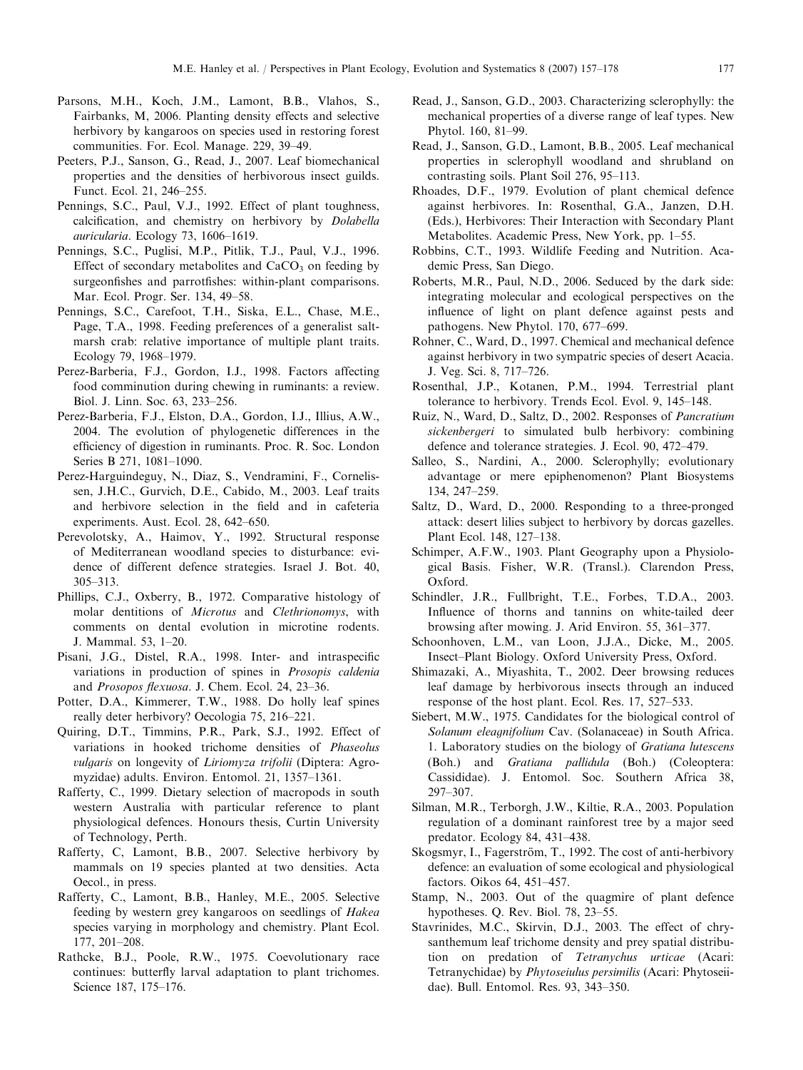Parsons, M.H., Koch, J.M., Lamont, B.B., Vlahos, S., Fairbanks, M, 2006. Planting density effects and selective herbivory by kangaroos on species used in restoring forest communities. For. Ecol. Manage. 229, 39–49.

Peeters, P.J., Sanson, G., Read, J., 2007. Leaf biomechanical properties and the densities of herbivorous insect guilds. Funct. Ecol. 21, 246–255.

Pennings, S.C., Paul, V.J., 1992. Effect of plant toughness, calcification, and chemistry on herbivory by *Dolabella auricularia*. Ecology 73, 1606–1619.

Pennings, S.C., Puglisi, M.P., Pitlik, T.J., Paul, V.J., 1996. Effect of secondary metabolites and $CaCO_3$ on feeding by surgeonfishes and parrotfishes: within-plant comparisons. Mar. Ecol. Progr. Ser. 134, 49–58.

Pennings, S.C., Carefoot, T.H., Siska, E.L., Chase, M.E., Page, T.A., 1998. Feeding preferences of a generalist saltmarsh crab: relative importance of multiple plant traits. Ecology 79, 1968–1979.

Perez-Barberia, F.J., Gordon, I.J., 1998. Factors affecting food comminution during chewing in ruminants: a review. Biol. J. Linn. Soc. 63, 233–256.

Perez-Barberia, F.J., Elston, D.A., Gordon, I.J., Illius, A.W., 2004. The evolution of phylogenetic differences in the efficiency of digestion in ruminants. Proc. R. Soc. London Series B 271, 1081–1090.

Perez-Harguindeguy, N., Diaz, S., Vendramini, F., Cornelissen, J.H.C., Gurvich, D.E., Cabido, M., 2003. Leaf traits and herbivore selection in the field and in cafeteria experiments. Aust. Ecol. 28, 642–650.

Perevolotsky, A., Haimov, Y., 1992. Structural response of Mediterranean woodland species to disturbance: evidence of different defence strategies. Israel J. Bot. 40, 305–313.

Phillips, C.J., Oxberry, B., 1972. Comparative histology of molar dentitions of *Microtus* and *Clethrionomys*, with comments on dental evolution in microtine rodents. J. Mammal. 53, 1–20.

Pisani, J.G., Distel, R.A., 1998. Inter- and intraspecific variations in production of spines in *Prosopis caldenia* and *Prosopos flexuosa*. J. Chem. Ecol. 24, 23–36.

Potter, D.A., Kimmerer, T.W., 1988. Do holly leaf spines really deter herbivory? Oecologia 75, 216–221.

Quiring, D.T., Timmins, P.R., Park, S.J., 1992. Effect of variations in hooked trichome densities of *Phaseolus vulgaris* on longevity of *Liriomyza trifolii* (Diptera: Agromyzidae) adults. Environ. Entomol. 21, 1357–1361.

Rafferty, C., 1999. Dietary selection of macropods in south western Australia with particular reference to plant physiological defences. Honours thesis, Curtin University of Technology, Perth.

Rafferty, C, Lamont, B.B., 2007. Selective herbivory by mammals on 19 species planted at two densities. Acta Oecol., in press.

Rafferty, C., Lamont, B.B., Hanley, M.E., 2005. Selective feeding by western grey kangaroos on seedlings of *Hakea* species varying in morphology and chemistry. Plant Ecol. 177, 201–208.

Rathcke, B.J., Poole, R.W., 1975. Coevolutionary race continues: butterfly larval adaptation to plant trichomes. Science 187, 175–176.

Read, J., Sanson, G.D., 2003. Characterizing sclerophylly: the mechanical properties of a diverse range of leaf types. New Phytol. 160, 81–99.

Read, J., Sanson, G.D., Lamont, B.B., 2005. Leaf mechanical properties in sclerophyll woodland and shrubland on contrasting soils. Plant Soil 276, 95–113.

Rhoades, D.F., 1979. Evolution of plant chemical defence against herbivores. In: Rosenthal, G.A., Janzen, D.H. (Eds.), Herbivores: Their Interaction with Secondary Plant Metabolites. Academic Press, New York, pp. 1–55.

Robbins, C.T., 1993. Wildlife Feeding and Nutrition. Academic Press, San Diego.

Roberts, M.R., Paul, N.D., 2006. Seduced by the dark side: integrating molecular and ecological perspectives on the influence of light on plant defence against pests and pathogens. New Phytol. 170, 677–699.

Rohner, C., Ward, D., 1997. Chemical and mechanical defence against herbivory in two sympatric species of desert Acacia. J. Veg. Sci. 8, 717–726.

Rosenthal, J.P., Kotanen, P.M., 1994. Terrestrial plant tolerance to herbivory. Trends Ecol. Evol. 9, 145–148.

Ruiz, N., Ward, D., Saltz, D., 2002. Responses of *Pancratium sickenbergeri* to simulated bulb herbivory: combining defence and tolerance strategies. J. Ecol. 90, 472–479.

Salleo, S., Nardini, A., 2000. Sclerophylly; evolutionary advantage or mere epiphenomenon? Plant Biosystems 134, 247–259.

Saltz, D., Ward, D., 2000. Responding to a three-pronged attack: desert lilies subject to herbivory by dorcas gazelles. Plant Ecol. 148, 127–138.

Schimper, A.F.W., 1903. Plant Geography upon a Physiological Basis. Fisher, W.R. (Transl.). Clarendon Press, Oxford.

Schindler, J.R., Fullbright, T.E., Forbes, T.D.A., 2003. Influence of thorns and tannins on white-tailed deer browsing after mowing. J. Arid Environ. 55, 361–377.

Schoonhoven, L.M., van Loon, J.J.A., Dicke, M., 2005. Insect–Plant Biology. Oxford University Press, Oxford.

Shimazaki, A., Miyashita, T., 2002. Deer browsing reduces leaf damage by herbivorous insects through an induced response of the host plant. Ecol. Res. 17, 527–533.

Siebert, M.W., 1975. Candidates for the biological control of *Solanum eleagnifolium* Cav. (Solanaceae) in South Africa. 1. Laboratory studies on the biology of *Gratiana lutescens* (Boh.) and *Gratiana pallidula* (Boh.) (Coleoptera: Cassididae). J. Entomol. Soc. Southern Africa 38, 297–307.

Silman, M.R., Terborgh, J.W., Kiltie, R.A., 2003. Population regulation of a dominant rainforest tree by a major seed predator. Ecology 84, 431–438.

Skogsmyr, I., Fagerström, T., 1992. The cost of anti-herbivory defence: an evaluation of some ecological and physiological factors. Oikos 64, 451–457.

Stamp, N., 2003. Out of the quagmire of plant defence hypotheses. Q. Rev. Biol. 78, 23–55.

Stavrinides, M.C., Skirvin, D.J., 2003. The effect of chrysanthemum leaf trichome density and prey spatial distribution on predation of *Tetranychus urticae* (Acari: Tetranychidae) by *Phytoseiulus persimilis* (Acari: Phytoseiidae). Bull. Entomol. Res. 93, 343–350.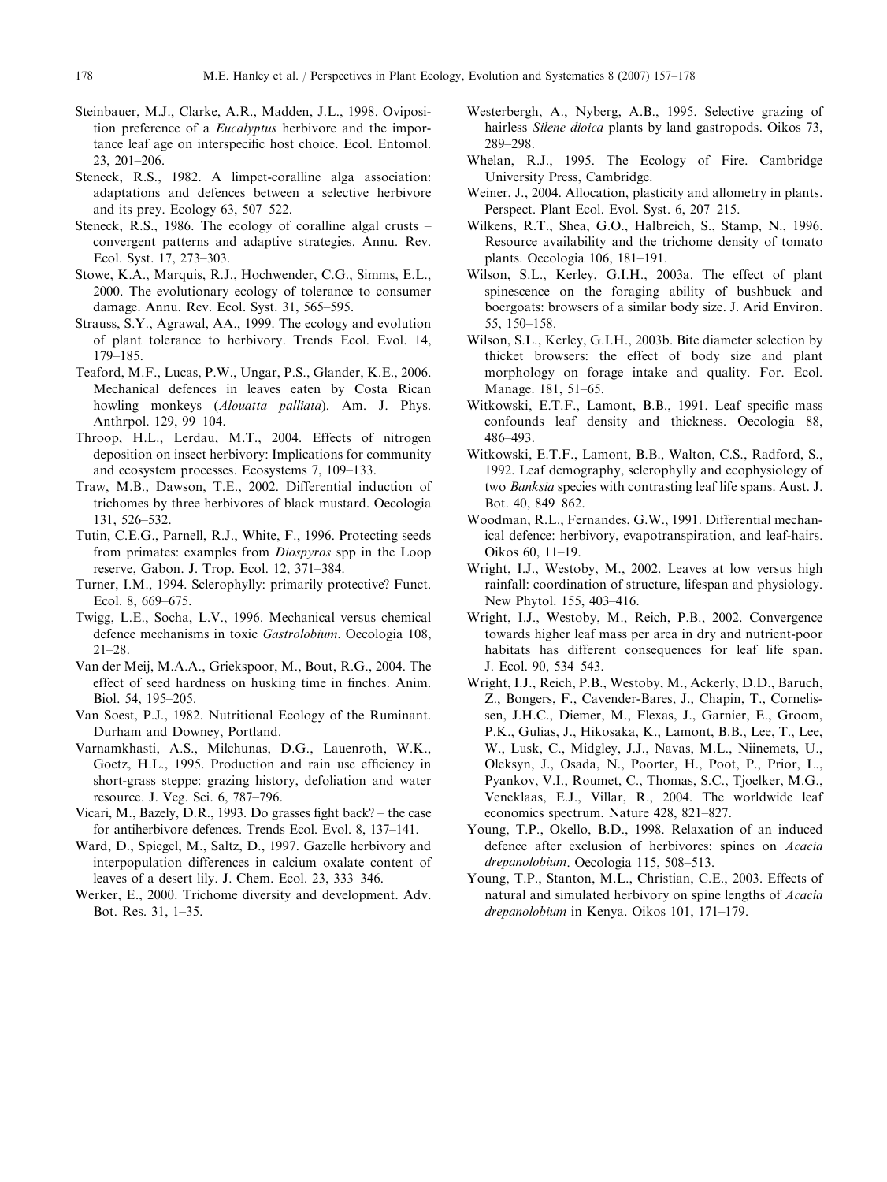Steinbauer, M.J., Clarke, A.R., Madden, J.L., 1998. Oviposition preference of a *Eucalyptus* herbivore and the importance leaf age on interspecific host choice. Ecol. Entomol. 23, 201–206.

Steneck, R.S., 1982. A limpet-coralline alga association: adaptations and defences between a selective herbivore and its prey. Ecology 63, 507–522.

Steneck, R.S., 1986. The ecology of coralline algal crusts – convergent patterns and adaptive strategies. Annu. Rev. Ecol. Syst. 17, 273–303.

Stowe, K.A., Marquis, R.J., Hochwender, C.G., Simms, E.L., 2000. The evolutionary ecology of tolerance to consumer damage. Annu. Rev. Ecol. Syst. 31, 565–595.

Strauss, S.Y., Agrawal, AA., 1999. The ecology and evolution of plant tolerance to herbivory. Trends Ecol. Evol. 14, 179–185.

Teaford, M.F., Lucas, P.W., Ungar, P.S., Glander, K.E., 2006. Mechanical defences in leaves eaten by Costa Rican howling monkeys (*Alouatta palliata*). Am. J. Phys. Anthrpol. 129, 99–104.

Throop, H.L., Lerdau, M.T., 2004. Effects of nitrogen deposition on insect herbivory: Implications for community and ecosystem processes. Ecosystems 7, 109–133.

Traw, M.B., Dawson, T.E., 2002. Differential induction of trichomes by three herbivores of black mustard. Oecologia 131, 526–532.

Tutin, C.E.G., Parnell, R.J., White, F., 1996. Protecting seeds from primates: examples from *Diospyros* spp in the Loop reserve, Gabon. J. Trop. Ecol. 12, 371–384.

Turner, I.M., 1994. Sclerophylly: primarily protective? Funct. Ecol. 8, 669–675.

Twigg, L.E., Socha, L.V., 1996. Mechanical versus chemical defence mechanisms in toxic *Gastrolobium*. Oecologia 108, 21–28.

Van der Meij, M.A.A., Griekspoor, M., Bout, R.G., 2004. The effect of seed hardness on husking time in finches. Anim. Biol. 54, 195–205.

Van Soest, P.J., 1982. Nutritional Ecology of the Ruminant. Durham and Downey, Portland.

Varnamkhasti, A.S., Milchunas, D.G., Lauenroth, W.K., Goetz, H.L., 1995. Production and rain use efficiency in short-grass steppe: grazing history, defoliation and water resource. J. Veg. Sci. 6, 787–796.

Vicari, M., Bazely, D.R., 1993. Do grasses fight back? – the case for antiherbivore defences. Trends Ecol. Evol. 8, 137–141.

Ward, D., Spiegel, M., Saltz, D., 1997. Gazelle herbivory and interpopulation differences in calcium oxalate content of leaves of a desert lily. J. Chem. Ecol. 23, 333–346.

Werker, E., 2000. Trichome diversity and development. Adv. Bot. Res. 31, 1–35.

Westerbergh, A., Nyberg, A.B., 1995. Selective grazing of hairless *Silene dioica* plants by land gastropods. Oikos 73, 289–298.

Whelan, R.J., 1995. The Ecology of Fire. Cambridge University Press, Cambridge.

Weiner, J., 2004. Allocation, plasticity and allometry in plants. Perspect. Plant Ecol. Evol. Syst. 6, 207–215.

Wilkens, R.T., Shea, G.O., Halbreich, S., Stamp, N., 1996. Resource availability and the trichome density of tomato plants. Oecologia 106, 181–191.

Wilson, S.L., Kerley, G.I.H., 2003a. The effect of plant spinescence on the foraging ability of bushbuck and boergoats: browsers of a similar body size. J. Arid Environ. 55, 150–158.

Wilson, S.L., Kerley, G.I.H., 2003b. Bite diameter selection by thicket browsers: the effect of body size and plant morphology on forage intake and quality. For. Ecol. Manage. 181, 51–65.

Witkowski, E.T.F., Lamont, B.B., 1991. Leaf specific mass confounds leaf density and thickness. Oecologia 88, 486–493.

Witkowski, E.T.F., Lamont, B.B., Walton, C.S., Radford, S., 1992. Leaf demography, sclerophylly and ecophysiology of two *Banksia* species with contrasting leaf life spans. Aust. J. Bot. 40, 849–862.

Woodman, R.L., Fernandes, G.W., 1991. Differential mechanical defence: herbivory, evapotranspiration, and leaf-hairs. Oikos 60, 11–19.

Wright, I.J., Westoby, M., 2002. Leaves at low versus high rainfall: coordination of structure, lifespan and physiology. New Phytol. 155, 403–416.

Wright, I.J., Westoby, M., Reich, P.B., 2002. Convergence towards higher leaf mass per area in dry and nutrient-poor habitats has different consequences for leaf life span. J. Ecol. 90, 534–543.

Wright, I.J., Reich, P.B., Westoby, M., Ackerly, D.D., Baruch, Z., Bongers, F., Cavender-Bares, J., Chapin, T., Cornelissen, J.H.C., Diemer, M., Flexas, J., Garnier, E., Groom, P.K., Gulias, J., Hikosaka, K., Lamont, B.B., Lee, T., Lee, W., Lusk, C., Midgley, J.J., Navas, M.L., Niinemets, U., Oleksyn, J., Osada, N., Poorter, H., Poot, P., Prior, L., Pyankov, V.I., Roumet, C., Thomas, S.C., Tjoelker, M.G., Veneklaas, E.J., Villar, R., 2004. The worldwide leaf economics spectrum. Nature 428, 821–827.

Young, T.P., Okello, B.D., 1998. Relaxation of an induced defence after exclusion of herbivores: spines on *Acacia drepanolobium*. Oecologia 115, 508–513.

Young, T.P., Stanton, M.L., Christian, C.E., 2003. Effects of natural and simulated herbivory on spine lengths of *Acacia drepanolobium* in Kenya. Oikos 101, 171–179.